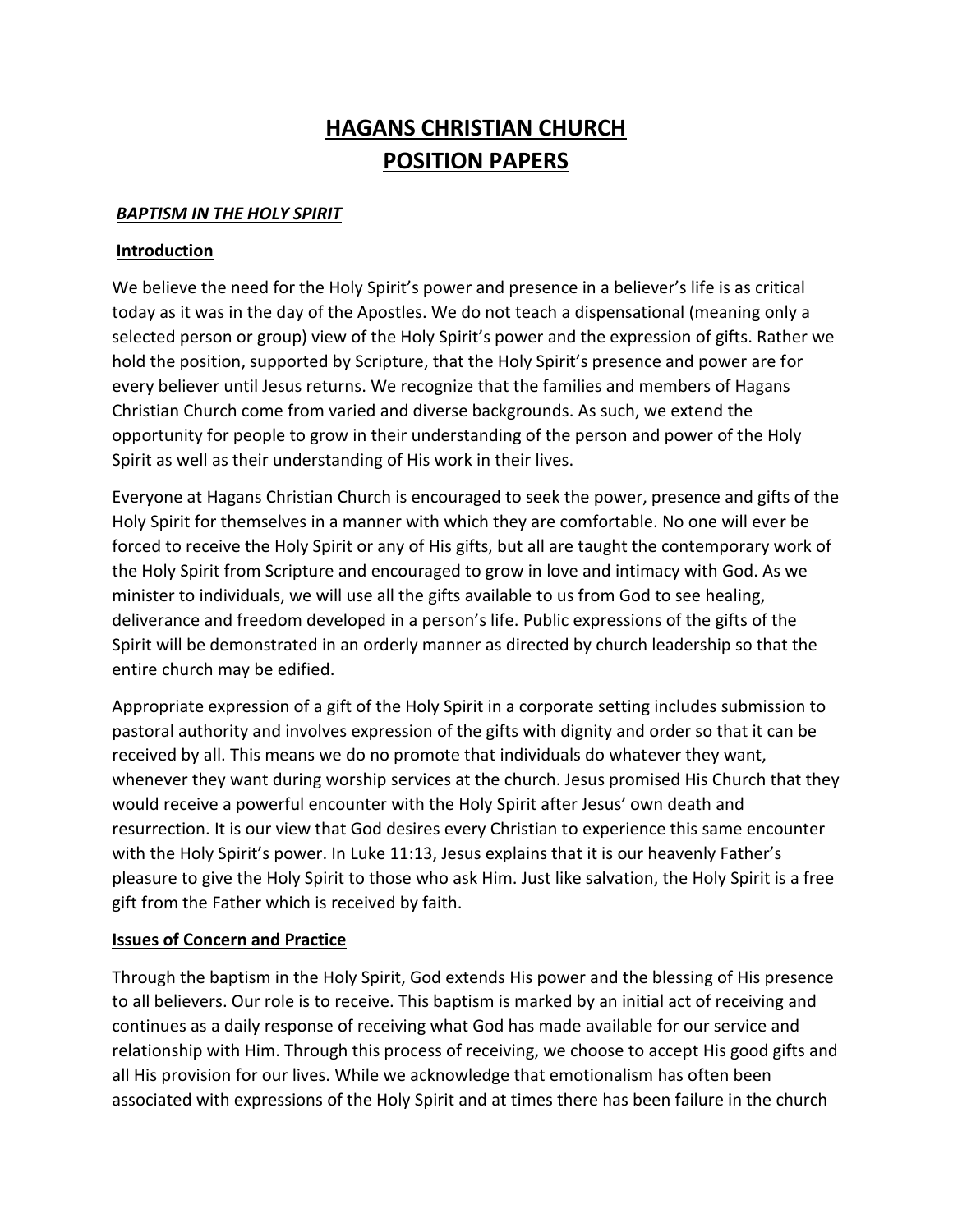# HAGANS CHRISTIAN CHURCH
# POSITION PAPERS

## *BAPTISM IN THE HOLY SPIRIT*

### Introduction

We believe the need for the Holy Spirit's power and presence in a believer's life is as critical today as it was in the day of the Apostles. We do not teach a dispensational (meaning only a selected person or group) view of the Holy Spirit's power and the expression of gifts. Rather we hold the position, supported by Scripture, that the Holy Spirit's presence and power are for every believer until Jesus returns. We recognize that the families and members of Hagans Christian Church come from varied and diverse backgrounds. As such, we extend the opportunity for people to grow in their understanding of the person and power of the Holy Spirit as well as their understanding of His work in their lives.

Everyone at Hagans Christian Church is encouraged to seek the power, presence and gifts of the Holy Spirit for themselves in a manner with which they are comfortable. No one will ever be forced to receive the Holy Spirit or any of His gifts, but all are taught the contemporary work of the Holy Spirit from Scripture and encouraged to grow in love and intimacy with God. As we minister to individuals, we will use all the gifts available to us from God to see healing, deliverance and freedom developed in a person's life. Public expressions of the gifts of the Spirit will be demonstrated in an orderly manner as directed by church leadership so that the entire church may be edified.

Appropriate expression of a gift of the Holy Spirit in a corporate setting includes submission to pastoral authority and involves expression of the gifts with dignity and order so that it can be received by all. This means we do no promote that individuals do whatever they want, whenever they want during worship services at the church. Jesus promised His Church that they would receive a powerful encounter with the Holy Spirit after Jesus' own death and resurrection. It is our view that God desires every Christian to experience this same encounter with the Holy Spirit's power. In Luke 11:13, Jesus explains that it is our heavenly Father's pleasure to give the Holy Spirit to those who ask Him. Just like salvation, the Holy Spirit is a free gift from the Father which is received by faith.

### Issues of Concern and Practice

Through the baptism in the Holy Spirit, God extends His power and the blessing of His presence to all believers. Our role is to receive. This baptism is marked by an initial act of receiving and continues as a daily response of receiving what God has made available for our service and relationship with Him. Through this process of receiving, we choose to accept His good gifts and all His provision for our lives. While we acknowledge that emotionalism has often been associated with expressions of the Holy Spirit and at times there has been failure in the church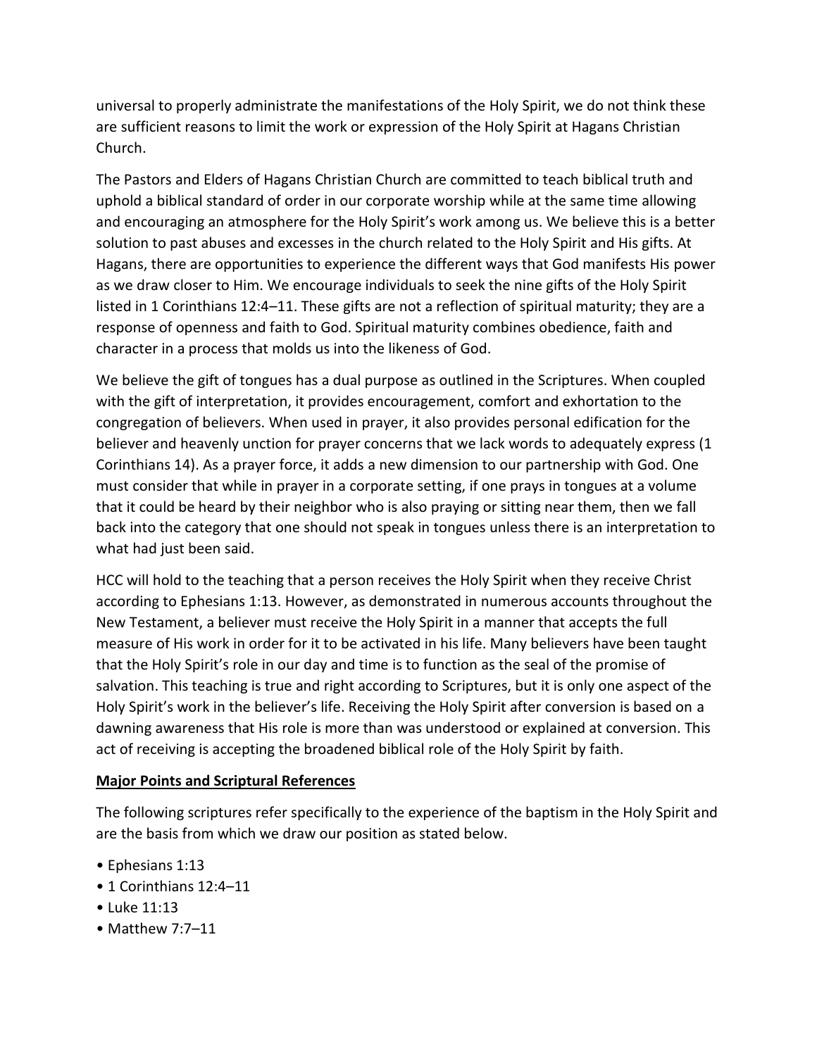universal to properly administrate the manifestations of the Holy Spirit, we do not think these are sufficient reasons to limit the work or expression of the Holy Spirit at Hagans Christian Church.

The Pastors and Elders of Hagans Christian Church are committed to teach biblical truth and uphold a biblical standard of order in our corporate worship while at the same time allowing and encouraging an atmosphere for the Holy Spirit's work among us. We believe this is a better solution to past abuses and excesses in the church related to the Holy Spirit and His gifts. At Hagans, there are opportunities to experience the different ways that God manifests His power as we draw closer to Him. We encourage individuals to seek the nine gifts of the Holy Spirit listed in 1 Corinthians 12:4–11. These gifts are not a reflection of spiritual maturity; they are a response of openness and faith to God. Spiritual maturity combines obedience, faith and character in a process that molds us into the likeness of God.

We believe the gift of tongues has a dual purpose as outlined in the Scriptures. When coupled with the gift of interpretation, it provides encouragement, comfort and exhortation to the congregation of believers. When used in prayer, it also provides personal edification for the believer and heavenly unction for prayer concerns that we lack words to adequately express (1 Corinthians 14). As a prayer force, it adds a new dimension to our partnership with God. One must consider that while in prayer in a corporate setting, if one prays in tongues at a volume that it could be heard by their neighbor who is also praying or sitting near them, then we fall back into the category that one should not speak in tongues unless there is an interpretation to what had just been said.

HCC will hold to the teaching that a person receives the Holy Spirit when they receive Christ according to Ephesians 1:13. However, as demonstrated in numerous accounts throughout the New Testament, a believer must receive the Holy Spirit in a manner that accepts the full measure of His work in order for it to be activated in his life. Many believers have been taught that the Holy Spirit's role in our day and time is to function as the seal of the promise of salvation. This teaching is true and right according to Scriptures, but it is only one aspect of the Holy Spirit's work in the believer's life. Receiving the Holy Spirit after conversion is based on a dawning awareness that His role is more than was understood or explained at conversion. This act of receiving is accepting the broadened biblical role of the Holy Spirit by faith.

**Major Points and Scriptural References**

The following scriptures refer specifically to the experience of the baptism in the Holy Spirit and are the basis from which we draw our position as stated below.

- Ephesians 1:13
- 1 Corinthians 12:4–11
- Luke 11:13
- Matthew 7:7–11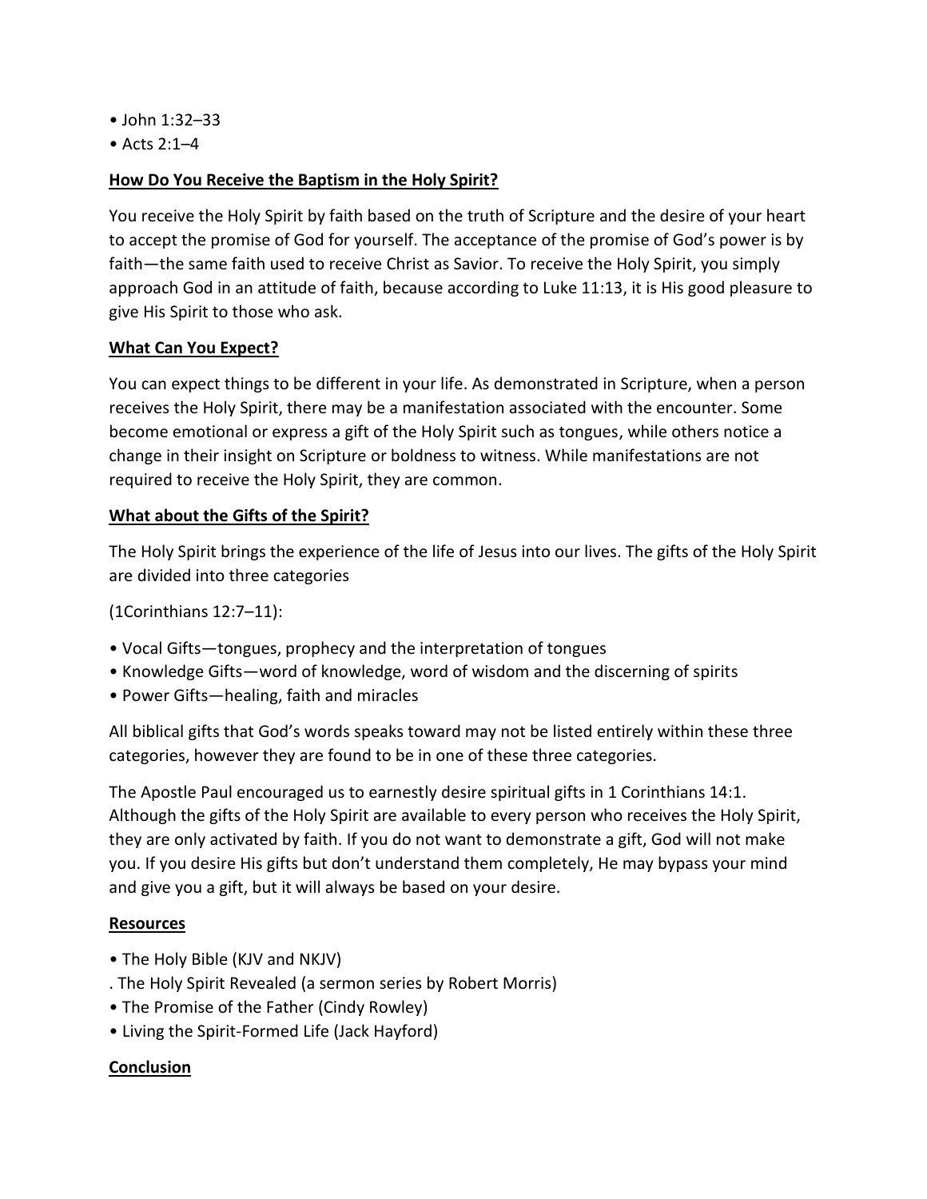- John 1:32–33
- Acts 2:1–4

**<u>How Do You Receive the Baptism in the Holy Spirit?</u>**

You receive the Holy Spirit by faith based on the truth of Scripture and the desire of your heart to accept the promise of God for yourself. The acceptance of the promise of God's power is by faith—the same faith used to receive Christ as Savior. To receive the Holy Spirit, you simply approach God in an attitude of faith, because according to Luke 11:13, it is His good pleasure to give His Spirit to those who ask.

**<u>What Can You Expect?</u>**

You can expect things to be different in your life. As demonstrated in Scripture, when a person receives the Holy Spirit, there may be a manifestation associated with the encounter. Some become emotional or express a gift of the Holy Spirit such as tongues, while others notice a change in their insight on Scripture or boldness to witness. While manifestations are not required to receive the Holy Spirit, they are common.

**<u>What about the Gifts of the Spirit?</u>**

The Holy Spirit brings the experience of the life of Jesus into our lives. The gifts of the Holy Spirit are divided into three categories

(1Corinthians 12:7–11):

- Vocal Gifts—tongues, prophecy and the interpretation of tongues
- Knowledge Gifts—word of knowledge, word of wisdom and the discerning of spirits
- Power Gifts—healing, faith and miracles

All biblical gifts that God's words speaks toward may not be listed entirely within these three categories, however they are found to be in one of these three categories.

The Apostle Paul encouraged us to earnestly desire spiritual gifts in 1 Corinthians 14:1. Although the gifts of the Holy Spirit are available to every person who receives the Holy Spirit, they are only activated by faith. If you do not want to demonstrate a gift, God will not make you. If you desire His gifts but don't understand them completely, He may bypass your mind and give you a gift, but it will always be based on your desire.

**<u>Resources</u>**

- The Holy Bible (KJV and NKJV)
- The Holy Spirit Revealed (a sermon series by Robert Morris)
- The Promise of the Father (Cindy Rowley)
- Living the Spirit-Formed Life (Jack Hayford)

**<u>Conclusion</u>**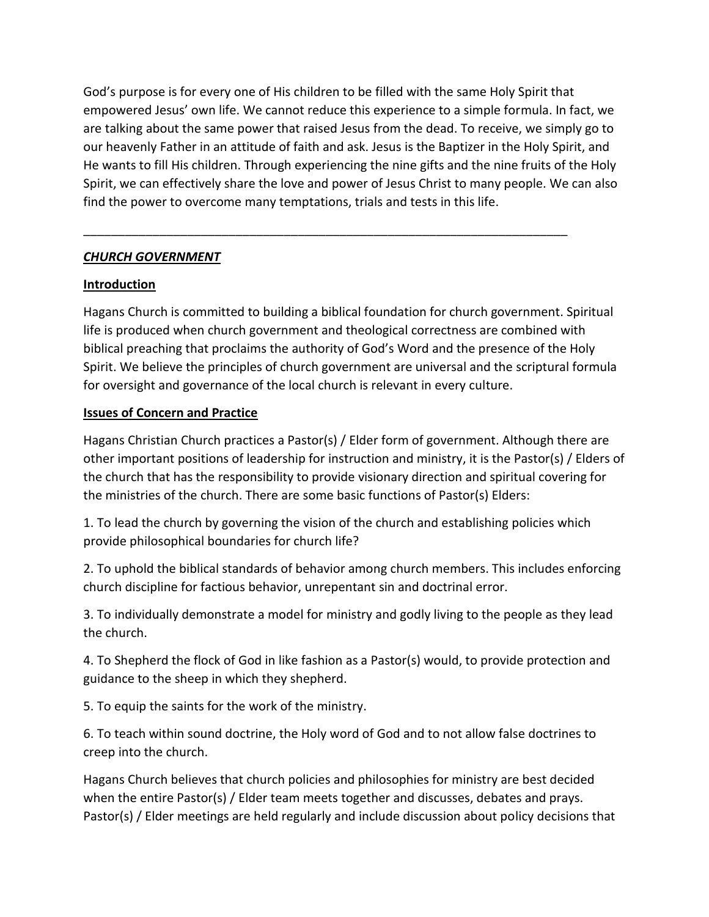God's purpose is for every one of His children to be filled with the same Holy Spirit that empowered Jesus' own life. We cannot reduce this experience to a simple formula. In fact, we are talking about the same power that raised Jesus from the dead. To receive, we simply go to our heavenly Father in an attitude of faith and ask. Jesus is the Baptizer in the Holy Spirit, and He wants to fill His children. Through experiencing the nine gifts and the nine fruits of the Holy Spirit, we can effectively share the love and power of Jesus Christ to many people. We can also find the power to overcome many temptations, trials and tests in this life.

---

## ***CHURCH GOVERNMENT***

### **Introduction**

Hagans Church is committed to building a biblical foundation for church government. Spiritual life is produced when church government and theological correctness are combined with biblical preaching that proclaims the authority of God's Word and the presence of the Holy Spirit. We believe the principles of church government are universal and the scriptural formula for oversight and governance of the local church is relevant in every culture.

### **Issues of Concern and Practice**

Hagans Christian Church practices a Pastor(s) / Elder form of government. Although there are other important positions of leadership for instruction and ministry, it is the Pastor(s) / Elders of the church that has the responsibility to provide visionary direction and spiritual covering for the ministries of the church. There are some basic functions of Pastor(s) Elders:

1. To lead the church by governing the vision of the church and establishing policies which provide philosophical boundaries for church life?

2. To uphold the biblical standards of behavior among church members. This includes enforcing church discipline for factious behavior, unrepentant sin and doctrinal error.

3. To individually demonstrate a model for ministry and godly living to the people as they lead the church.

4. To Shepherd the flock of God in like fashion as a Pastor(s) would, to provide protection and guidance to the sheep in which they shepherd.

5. To equip the saints for the work of the ministry.

6. To teach within sound doctrine, the Holy word of God and to not allow false doctrines to creep into the church.

Hagans Church believes that church policies and philosophies for ministry are best decided when the entire Pastor(s) / Elder team meets together and discusses, debates and prays. Pastor(s) / Elder meetings are held regularly and include discussion about policy decisions that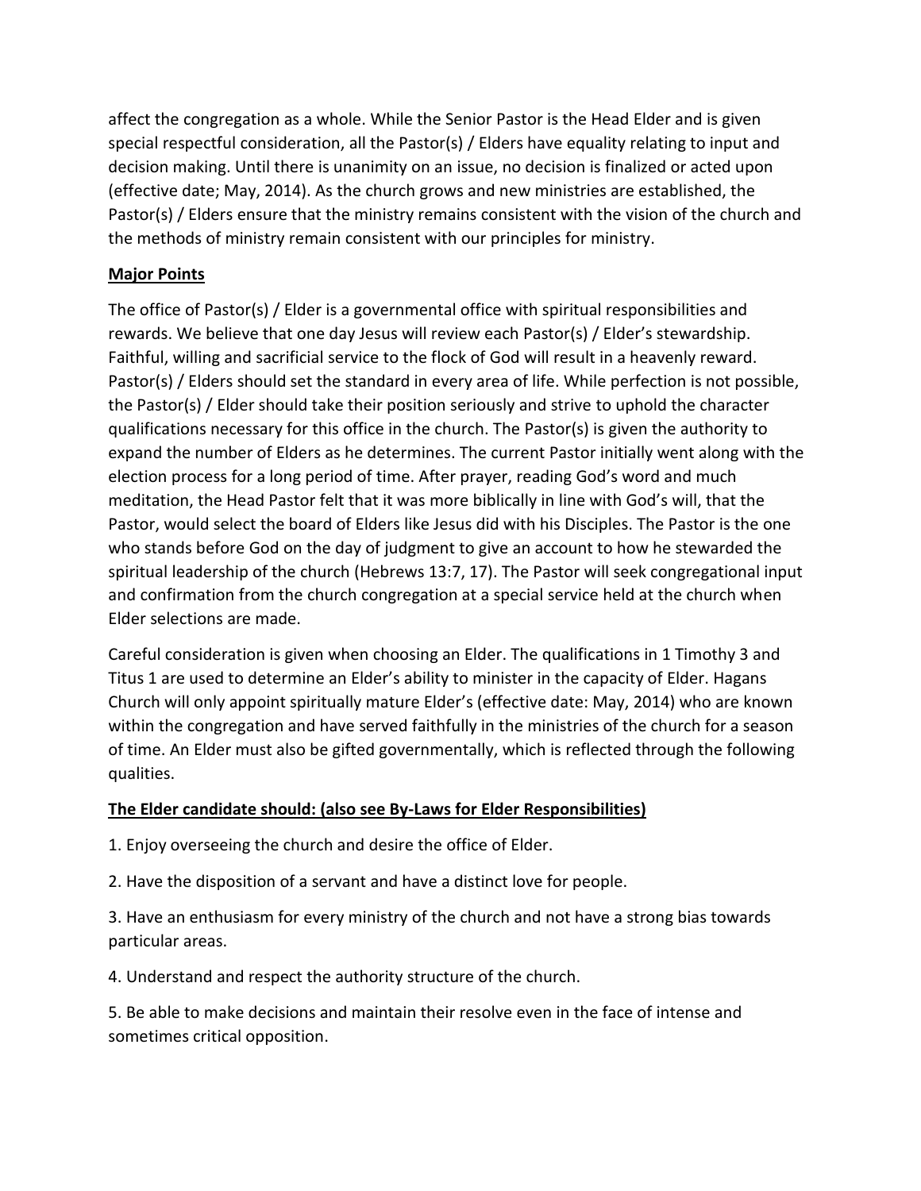affect the congregation as a whole. While the Senior Pastor is the Head Elder and is given special respectful consideration, all the Pastor(s) / Elders have equality relating to input and decision making. Until there is unanimity on an issue, no decision is finalized or acted upon (effective date; May, 2014). As the church grows and new ministries are established, the Pastor(s) / Elders ensure that the ministry remains consistent with the vision of the church and the methods of ministry remain consistent with our principles for ministry.

**Major Points**

The office of Pastor(s) / Elder is a governmental office with spiritual responsibilities and rewards. We believe that one day Jesus will review each Pastor(s) / Elder's stewardship. Faithful, willing and sacrificial service to the flock of God will result in a heavenly reward. Pastor(s) / Elders should set the standard in every area of life. While perfection is not possible, the Pastor(s) / Elder should take their position seriously and strive to uphold the character qualifications necessary for this office in the church. The Pastor(s) is given the authority to expand the number of Elders as he determines. The current Pastor initially went along with the election process for a long period of time. After prayer, reading God's word and much meditation, the Head Pastor felt that it was more biblically in line with God's will, that the Pastor, would select the board of Elders like Jesus did with his Disciples. The Pastor is the one who stands before God on the day of judgment to give an account to how he stewarded the spiritual leadership of the church (Hebrews 13:7, 17). The Pastor will seek congregational input and confirmation from the church congregation at a special service held at the church when Elder selections are made.

Careful consideration is given when choosing an Elder. The qualifications in 1 Timothy 3 and Titus 1 are used to determine an Elder's ability to minister in the capacity of Elder. Hagans Church will only appoint spiritually mature Elder's (effective date: May, 2014) who are known within the congregation and have served faithfully in the ministries of the church for a season of time. An Elder must also be gifted governmentally, which is reflected through the following qualities.

**The Elder candidate should: (also see By-Laws for Elder Responsibilities)**

1. Enjoy overseeing the church and desire the office of Elder.

2. Have the disposition of a servant and have a distinct love for people.

3. Have an enthusiasm for every ministry of the church and not have a strong bias towards particular areas.

4. Understand and respect the authority structure of the church.

5. Be able to make decisions and maintain their resolve even in the face of intense and sometimes critical opposition.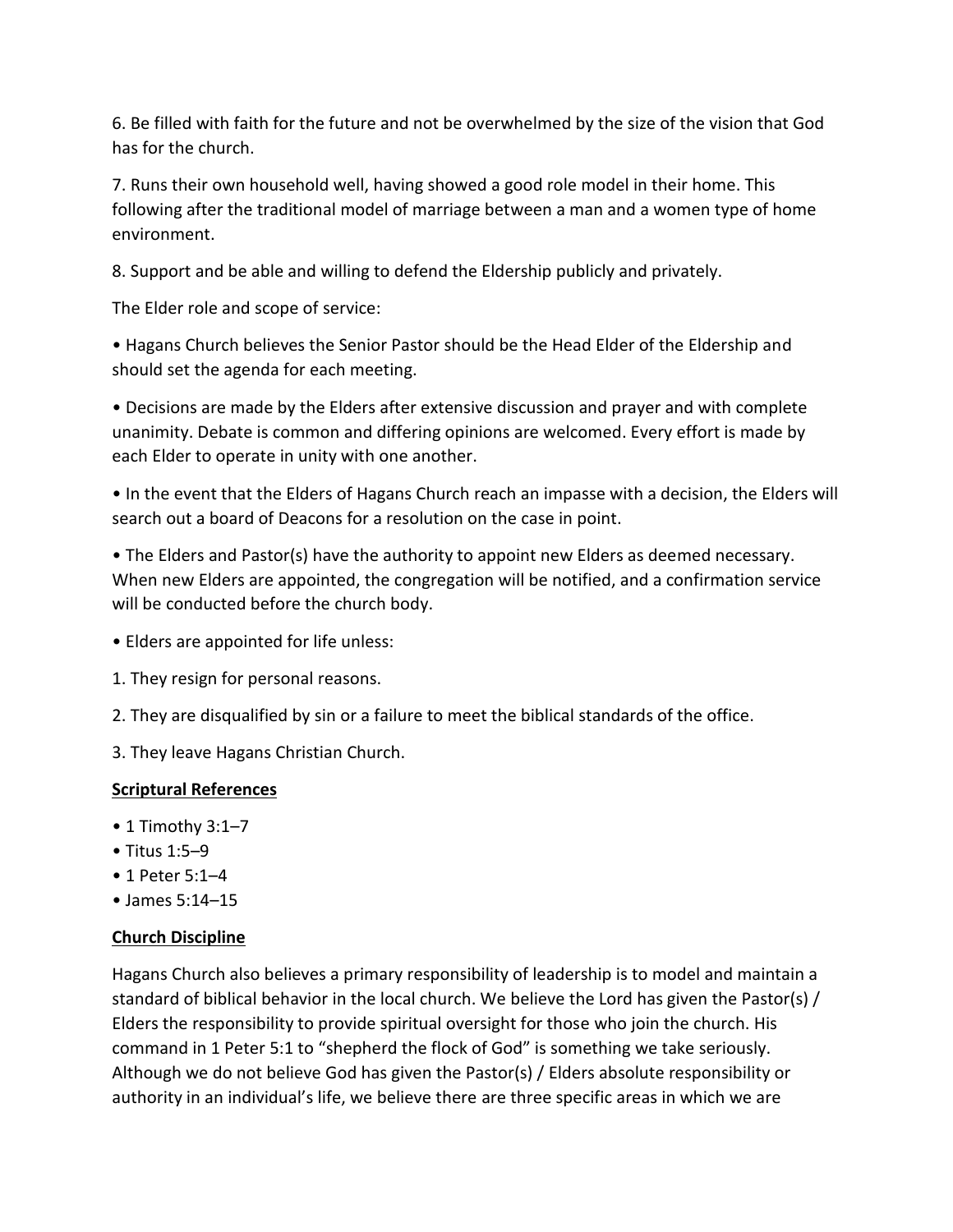6. Be filled with faith for the future and not be overwhelmed by the size of the vision that God has for the church.

7. Runs their own household well, having showed a good role model in their home. This following after the traditional model of marriage between a man and a women type of home environment.

8. Support and be able and willing to defend the Eldership publicly and privately.

The Elder role and scope of service:

• Hagans Church believes the Senior Pastor should be the Head Elder of the Eldership and should set the agenda for each meeting.

• Decisions are made by the Elders after extensive discussion and prayer and with complete unanimity. Debate is common and differing opinions are welcomed. Every effort is made by each Elder to operate in unity with one another.

• In the event that the Elders of Hagans Church reach an impasse with a decision, the Elders will search out a board of Deacons for a resolution on the case in point.

• The Elders and Pastor(s) have the authority to appoint new Elders as deemed necessary. When new Elders are appointed, the congregation will be notified, and a confirmation service will be conducted before the church body.

• Elders are appointed for life unless:

1. They resign for personal reasons.

2. They are disqualified by sin or a failure to meet the biblical standards of the office.

3. They leave Hagans Christian Church.

**Scriptural References**

- 1 Timothy 3:1–7
- Titus 1:5–9
- 1 Peter 5:1–4
- James 5:14–15

**Church Discipline**

Hagans Church also believes a primary responsibility of leadership is to model and maintain a standard of biblical behavior in the local church. We believe the Lord has given the Pastor(s) / Elders the responsibility to provide spiritual oversight for those who join the church. His command in 1 Peter 5:1 to "shepherd the flock of God" is something we take seriously. Although we do not believe God has given the Pastor(s) / Elders absolute responsibility or authority in an individual's life, we believe there are three specific areas in which we are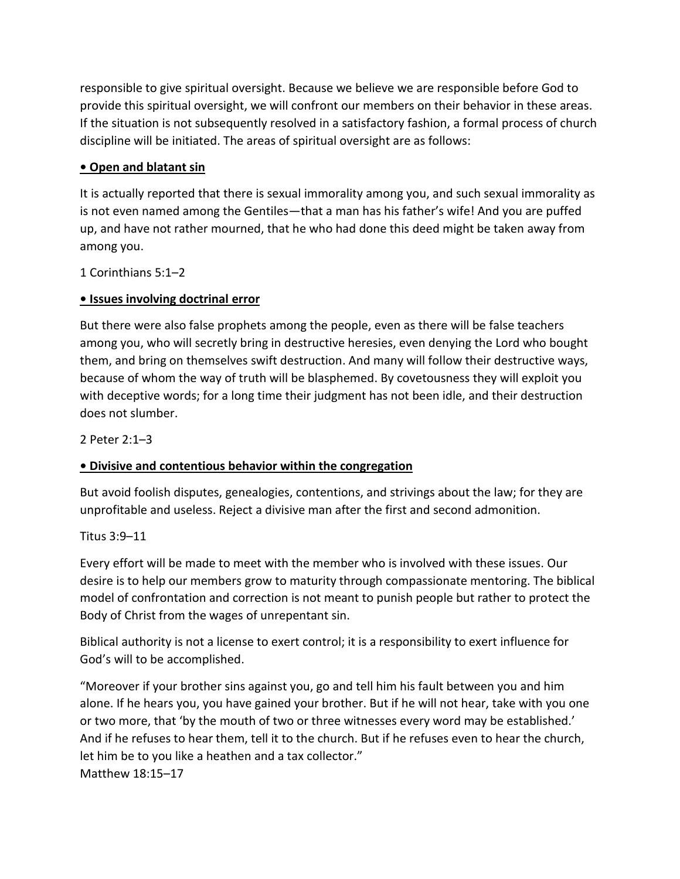responsible to give spiritual oversight. Because we believe we are responsible before God to provide this spiritual oversight, we will confront our members on their behavior in these areas. If the situation is not subsequently resolved in a satisfactory fashion, a formal process of church discipline will be initiated. The areas of spiritual oversight are as follows:

**• Open and blatant sin**

It is actually reported that there is sexual immorality among you, and such sexual immorality as is not even named among the Gentiles—that a man has his father's wife! And you are puffed up, and have not rather mourned, that he who had done this deed might be taken away from among you.

1 Corinthians 5:1–2

**• Issues involving doctrinal error**

But there were also false prophets among the people, even as there will be false teachers among you, who will secretly bring in destructive heresies, even denying the Lord who bought them, and bring on themselves swift destruction. And many will follow their destructive ways, because of whom the way of truth will be blasphemed. By covetousness they will exploit you with deceptive words; for a long time their judgment has not been idle, and their destruction does not slumber.

2 Peter 2:1–3

**• Divisive and contentious behavior within the congregation**

But avoid foolish disputes, genealogies, contentions, and strivings about the law; for they are unprofitable and useless. Reject a divisive man after the first and second admonition.

Titus 3:9–11

Every effort will be made to meet with the member who is involved with these issues. Our desire is to help our members grow to maturity through compassionate mentoring. The biblical model of confrontation and correction is not meant to punish people but rather to protect the Body of Christ from the wages of unrepentant sin.

Biblical authority is not a license to exert control; it is a responsibility to exert influence for God's will to be accomplished.

"Moreover if your brother sins against you, go and tell him his fault between you and him alone. If he hears you, you have gained your brother. But if he will not hear, take with you one or two more, that 'by the mouth of two or three witnesses every word may be established.' And if he refuses to hear them, tell it to the church. But if he refuses even to hear the church, let him be to you like a heathen and a tax collector."
Matthew 18:15–17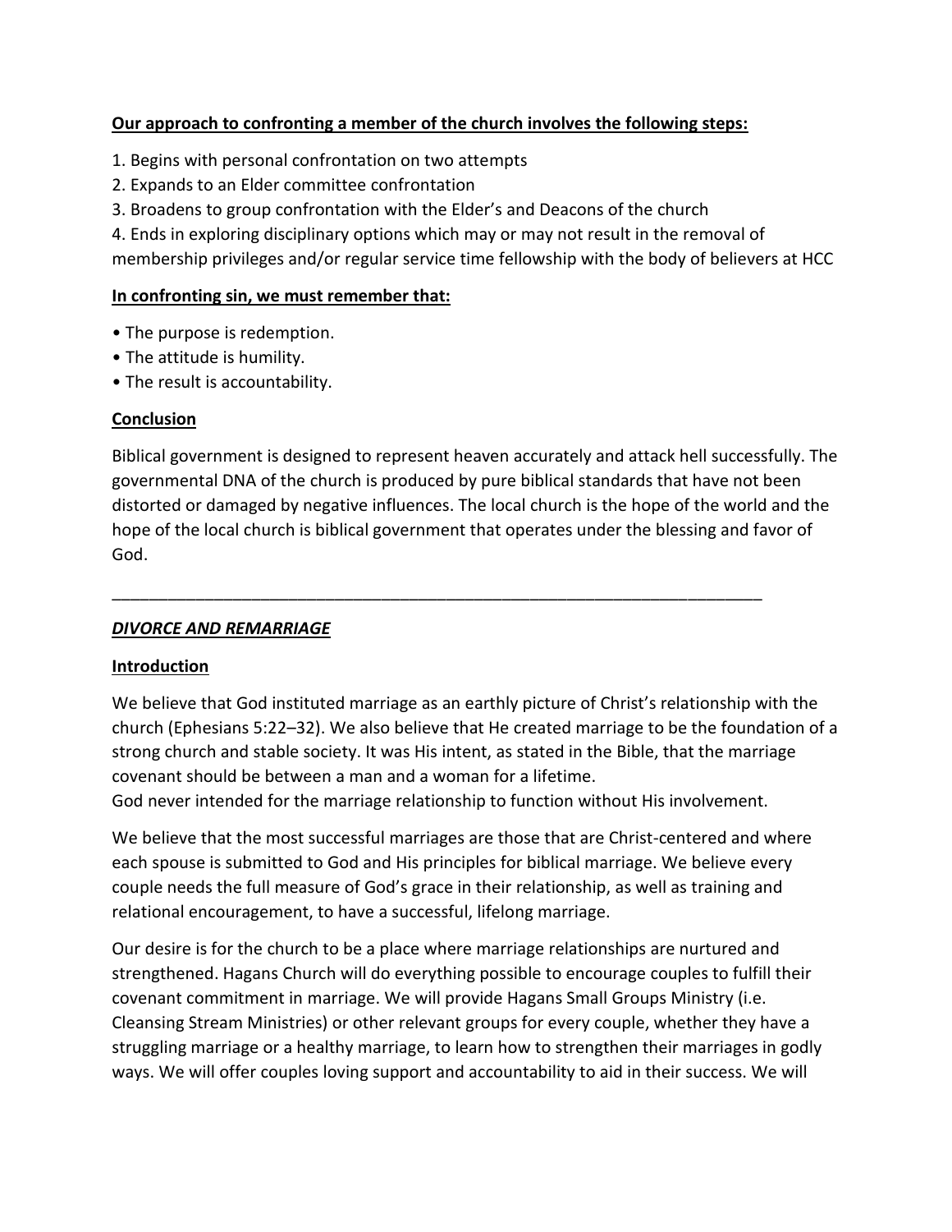**Our approach to confronting a member of the church involves the following steps:**

1. Begins with personal confrontation on two attempts
2. Expands to an Elder committee confrontation
3. Broadens to group confrontation with the Elder's and Deacons of the church
4. Ends in exploring disciplinary options which may or may not result in the removal of membership privileges and/or regular service time fellowship with the body of believers at HCC

**In confronting sin, we must remember that:**

- The purpose is redemption.
- The attitude is humility.
- The result is accountability.

**Conclusion**

Biblical government is designed to represent heaven accurately and attack hell successfully. The governmental DNA of the church is produced by pure biblical standards that have not been distorted or damaged by negative influences. The local church is the hope of the world and the hope of the local church is biblical government that operates under the blessing and favor of God.

---

***DIVORCE AND REMARRIAGE***

**Introduction**

We believe that God instituted marriage as an earthly picture of Christ's relationship with the church (Ephesians 5:22–32). We also believe that He created marriage to be the foundation of a strong church and stable society. It was His intent, as stated in the Bible, that the marriage covenant should be between a man and a woman for a lifetime.
God never intended for the marriage relationship to function without His involvement.

We believe that the most successful marriages are those that are Christ-centered and where each spouse is submitted to God and His principles for biblical marriage. We believe every couple needs the full measure of God's grace in their relationship, as well as training and relational encouragement, to have a successful, lifelong marriage.

Our desire is for the church to be a place where marriage relationships are nurtured and strengthened. Hagans Church will do everything possible to encourage couples to fulfill their covenant commitment in marriage. We will provide Hagans Small Groups Ministry (i.e. Cleansing Stream Ministries) or other relevant groups for every couple, whether they have a struggling marriage or a healthy marriage, to learn how to strengthen their marriages in godly ways. We will offer couples loving support and accountability to aid in their success. We will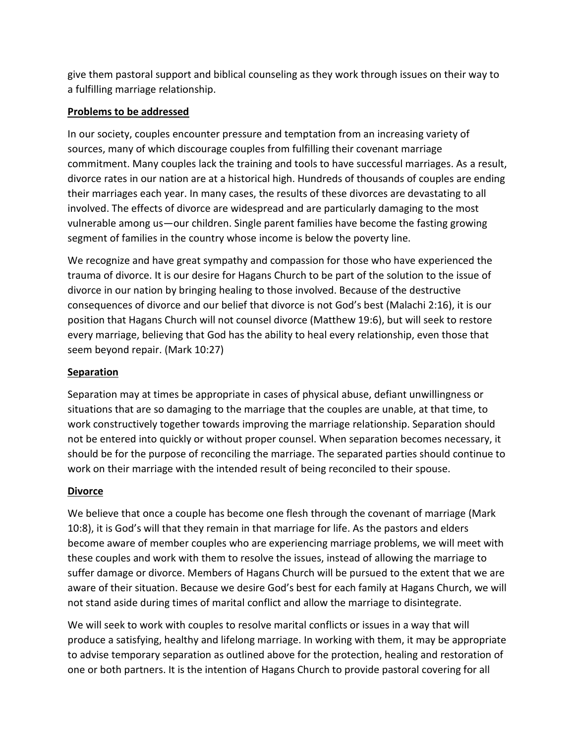give them pastoral support and biblical counseling as they work through issues on their way to a fulfilling marriage relationship.

**Problems to be addressed**

In our society, couples encounter pressure and temptation from an increasing variety of sources, many of which discourage couples from fulfilling their covenant marriage commitment. Many couples lack the training and tools to have successful marriages. As a result, divorce rates in our nation are at a historical high. Hundreds of thousands of couples are ending their marriages each year. In many cases, the results of these divorces are devastating to all involved. The effects of divorce are widespread and are particularly damaging to the most vulnerable among us—our children. Single parent families have become the fasting growing segment of families in the country whose income is below the poverty line.

We recognize and have great sympathy and compassion for those who have experienced the trauma of divorce. It is our desire for Hagans Church to be part of the solution to the issue of divorce in our nation by bringing healing to those involved. Because of the destructive consequences of divorce and our belief that divorce is not God's best (Malachi 2:16), it is our position that Hagans Church will not counsel divorce (Matthew 19:6), but will seek to restore every marriage, believing that God has the ability to heal every relationship, even those that seem beyond repair. (Mark 10:27)

**Separation**

Separation may at times be appropriate in cases of physical abuse, defiant unwillingness or situations that are so damaging to the marriage that the couples are unable, at that time, to work constructively together towards improving the marriage relationship. Separation should not be entered into quickly or without proper counsel. When separation becomes necessary, it should be for the purpose of reconciling the marriage. The separated parties should continue to work on their marriage with the intended result of being reconciled to their spouse.

**Divorce**

We believe that once a couple has become one flesh through the covenant of marriage (Mark 10:8), it is God's will that they remain in that marriage for life. As the pastors and elders become aware of member couples who are experiencing marriage problems, we will meet with these couples and work with them to resolve the issues, instead of allowing the marriage to suffer damage or divorce. Members of Hagans Church will be pursued to the extent that we are aware of their situation. Because we desire God's best for each family at Hagans Church, we will not stand aside during times of marital conflict and allow the marriage to disintegrate.

We will seek to work with couples to resolve marital conflicts or issues in a way that will produce a satisfying, healthy and lifelong marriage. In working with them, it may be appropriate to advise temporary separation as outlined above for the protection, healing and restoration of one or both partners. It is the intention of Hagans Church to provide pastoral covering for all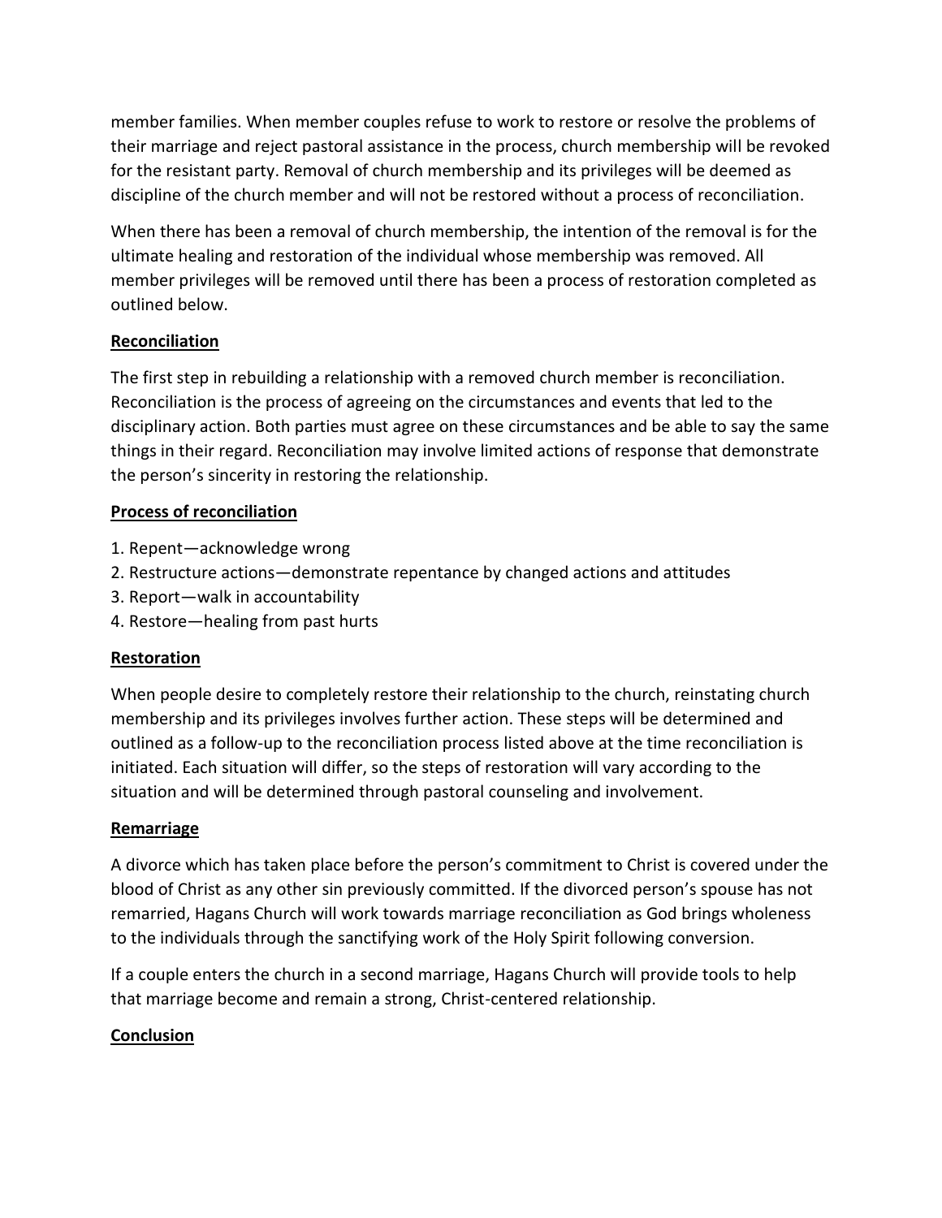member families. When member couples refuse to work to restore or resolve the problems of their marriage and reject pastoral assistance in the process, church membership will be revoked for the resistant party. Removal of church membership and its privileges will be deemed as discipline of the church member and will not be restored without a process of reconciliation.

When there has been a removal of church membership, the intention of the removal is for the ultimate healing and restoration of the individual whose membership was removed. All member privileges will be removed until there has been a process of restoration completed as outlined below.

**Reconciliation**

The first step in rebuilding a relationship with a removed church member is reconciliation. Reconciliation is the process of agreeing on the circumstances and events that led to the disciplinary action. Both parties must agree on these circumstances and be able to say the same things in their regard. Reconciliation may involve limited actions of response that demonstrate the person's sincerity in restoring the relationship.

**Process of reconciliation**

1. Repent—acknowledge wrong
2. Restructure actions—demonstrate repentance by changed actions and attitudes
3. Report—walk in accountability
4. Restore—healing from past hurts

**Restoration**

When people desire to completely restore their relationship to the church, reinstating church membership and its privileges involves further action. These steps will be determined and outlined as a follow-up to the reconciliation process listed above at the time reconciliation is initiated. Each situation will differ, so the steps of restoration will vary according to the situation and will be determined through pastoral counseling and involvement.

**Remarriage**

A divorce which has taken place before the person's commitment to Christ is covered under the blood of Christ as any other sin previously committed. If the divorced person's spouse has not remarried, Hagans Church will work towards marriage reconciliation as God brings wholeness to the individuals through the sanctifying work of the Holy Spirit following conversion.

If a couple enters the church in a second marriage, Hagans Church will provide tools to help that marriage become and remain a strong, Christ-centered relationship.

**Conclusion**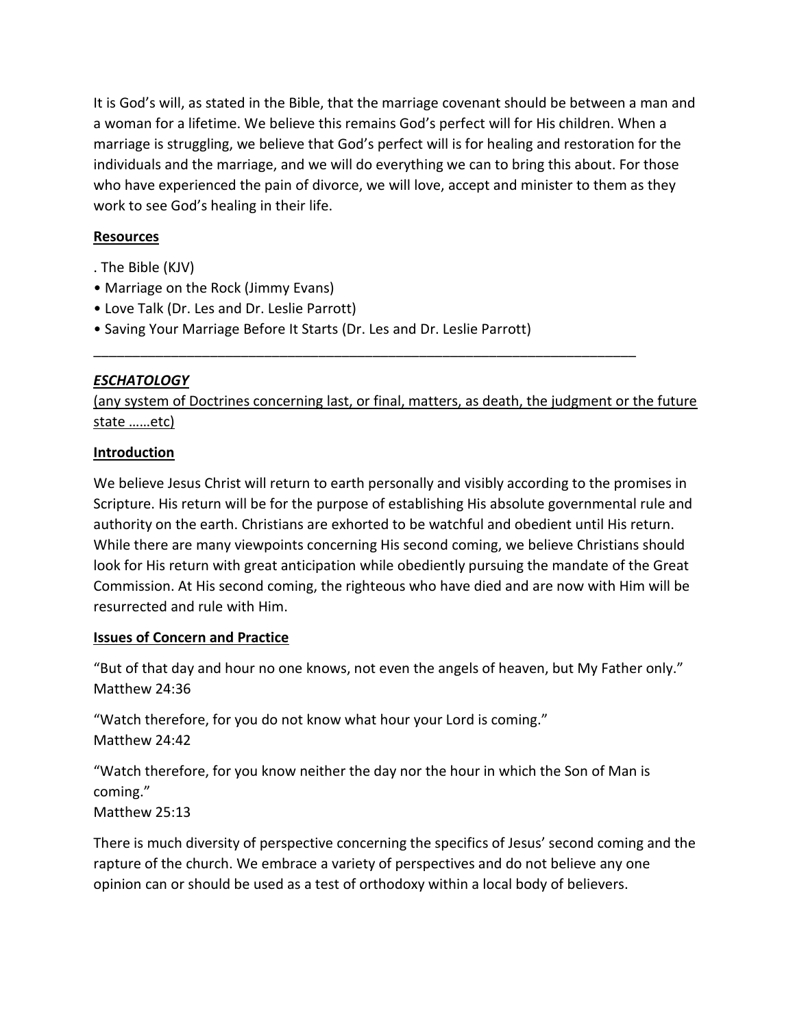It is God's will, as stated in the Bible, that the marriage covenant should be between a man and a woman for a lifetime. We believe this remains God's perfect will for His children. When a marriage is struggling, we believe that God's perfect will is for healing and restoration for the individuals and the marriage, and we will do everything we can to bring this about. For those who have experienced the pain of divorce, we will love, accept and minister to them as they work to see God's healing in their life.

**Resources**

. The Bible (KJV)
- Marriage on the Rock (Jimmy Evans)
- Love Talk (Dr. Les and Dr. Leslie Parrott)
- Saving Your Marriage Before It Starts (Dr. Les and Dr. Leslie Parrott)

---

## ***ESCHATOLOGY***

(any system of Doctrines concerning last, or final, matters, as death, the judgment or the future state ……etc)

**Introduction**

We believe Jesus Christ will return to earth personally and visibly according to the promises in Scripture. His return will be for the purpose of establishing His absolute governmental rule and authority on the earth. Christians are exhorted to be watchful and obedient until His return. While there are many viewpoints concerning His second coming, we believe Christians should look for His return with great anticipation while obediently pursuing the mandate of the Great Commission. At His second coming, the righteous who have died and are now with Him will be resurrected and rule with Him.

**Issues of Concern and Practice**

"But of that day and hour no one knows, not even the angels of heaven, but My Father only."
Matthew 24:36

"Watch therefore, for you do not know what hour your Lord is coming."
Matthew 24:42

"Watch therefore, for you know neither the day nor the hour in which the Son of Man is coming."
Matthew 25:13

There is much diversity of perspective concerning the specifics of Jesus' second coming and the rapture of the church. We embrace a variety of perspectives and do not believe any one opinion can or should be used as a test of orthodoxy within a local body of believers.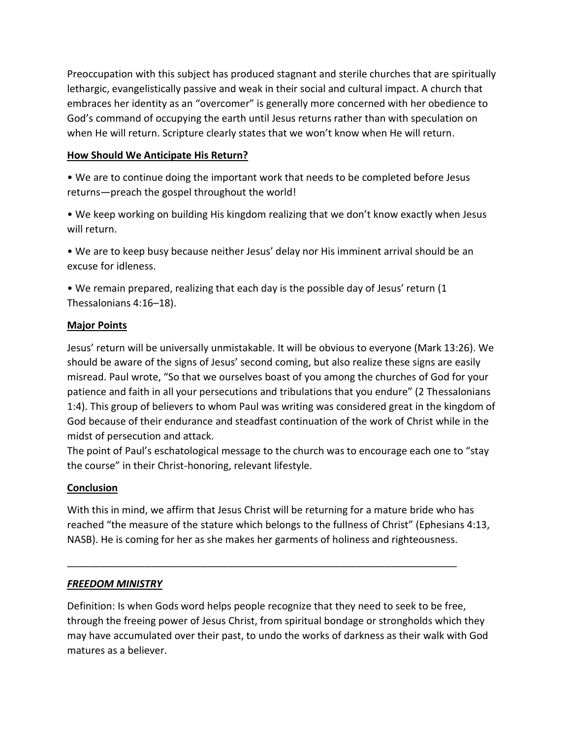Preoccupation with this subject has produced stagnant and sterile churches that are spiritually lethargic, evangelistically passive and weak in their social and cultural impact. A church that embraces her identity as an "overcomer" is generally more concerned with her obedience to God's command of occupying the earth until Jesus returns rather than with speculation on when He will return. Scripture clearly states that we won't know when He will return.

**How Should We Anticipate His Return?**

- We are to continue doing the important work that needs to be completed before Jesus returns—preach the gospel throughout the world!
- We keep working on building His kingdom realizing that we don't know exactly when Jesus will return.
- We are to keep busy because neither Jesus' delay nor His imminent arrival should be an excuse for idleness.
- We remain prepared, realizing that each day is the possible day of Jesus' return (1 Thessalonians 4:16–18).

**Major Points**

Jesus' return will be universally unmistakable. It will be obvious to everyone (Mark 13:26). We should be aware of the signs of Jesus' second coming, but also realize these signs are easily misread. Paul wrote, "So that we ourselves boast of you among the churches of God for your patience and faith in all your persecutions and tribulations that you endure" (2 Thessalonians 1:4). This group of believers to whom Paul was writing was considered great in the kingdom of God because of their endurance and steadfast continuation of the work of Christ while in the midst of persecution and attack.
The point of Paul's eschatological message to the church was to encourage each one to "stay the course" in their Christ-honoring, relevant lifestyle.

**Conclusion**

With this in mind, we affirm that Jesus Christ will be returning for a mature bride who has reached "the measure of the stature which belongs to the fullness of Christ" (Ephesians 4:13, NASB). He is coming for her as she makes her garments of holiness and righteousness.

---

***FREEDOM MINISTRY***

Definition: Is when Gods word helps people recognize that they need to seek to be free, through the freeing power of Jesus Christ, from spiritual bondage or strongholds which they may have accumulated over their past, to undo the works of darkness as their walk with God matures as a believer.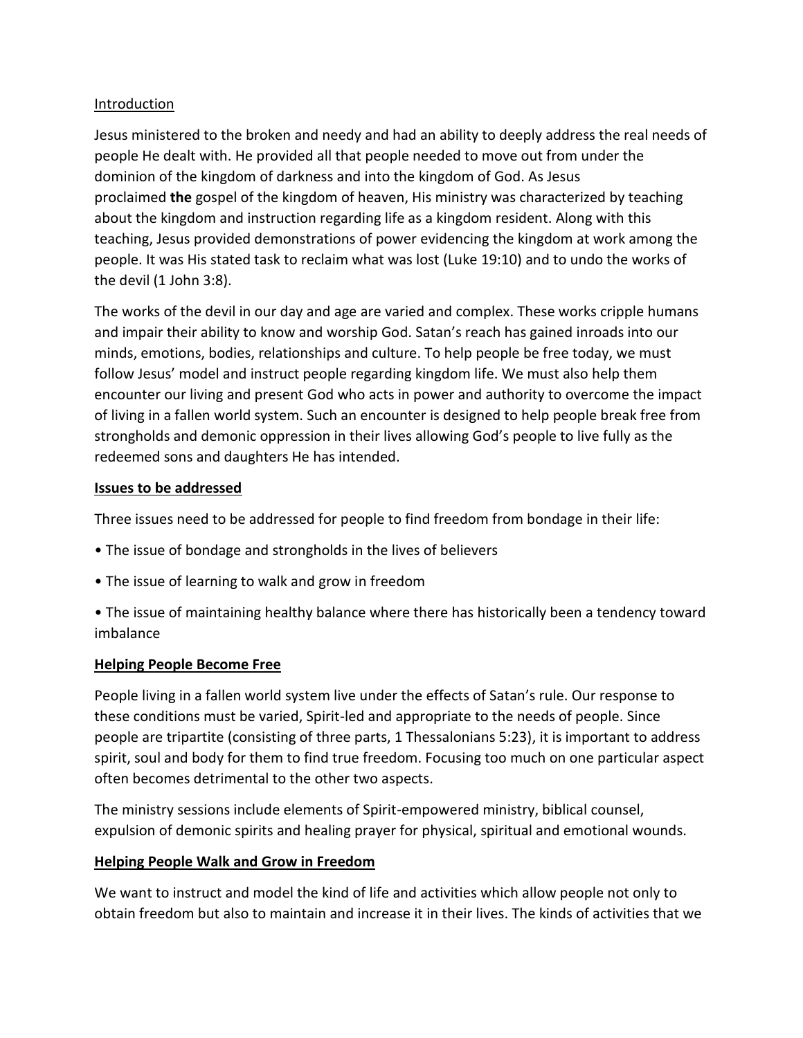Introduction

Jesus ministered to the broken and needy and had an ability to deeply address the real needs of people He dealt with. He provided all that people needed to move out from under the dominion of the kingdom of darkness and into the kingdom of God. As Jesus proclaimed **the** gospel of the kingdom of heaven, His ministry was characterized by teaching about the kingdom and instruction regarding life as a kingdom resident. Along with this teaching, Jesus provided demonstrations of power evidencing the kingdom at work among the people. It was His stated task to reclaim what was lost (Luke 19:10) and to undo the works of the devil (1 John 3:8).

The works of the devil in our day and age are varied and complex. These works cripple humans and impair their ability to know and worship God. Satan's reach has gained inroads into our minds, emotions, bodies, relationships and culture. To help people be free today, we must follow Jesus' model and instruct people regarding kingdom life. We must also help them encounter our living and present God who acts in power and authority to overcome the impact of living in a fallen world system. Such an encounter is designed to help people break free from strongholds and demonic oppression in their lives allowing God's people to live fully as the redeemed sons and daughters He has intended.

**Issues to be addressed**

Three issues need to be addressed for people to find freedom from bondage in their life:

- The issue of bondage and strongholds in the lives of believers
- The issue of learning to walk and grow in freedom
- The issue of maintaining healthy balance where there has historically been a tendency toward imbalance

**Helping People Become Free**

People living in a fallen world system live under the effects of Satan's rule. Our response to these conditions must be varied, Spirit-led and appropriate to the needs of people. Since people are tripartite (consisting of three parts, 1 Thessalonians 5:23), it is important to address spirit, soul and body for them to find true freedom. Focusing too much on one particular aspect often becomes detrimental to the other two aspects.

The ministry sessions include elements of Spirit-empowered ministry, biblical counsel, expulsion of demonic spirits and healing prayer for physical, spiritual and emotional wounds.

**Helping People Walk and Grow in Freedom**

We want to instruct and model the kind of life and activities which allow people not only to obtain freedom but also to maintain and increase it in their lives. The kinds of activities that we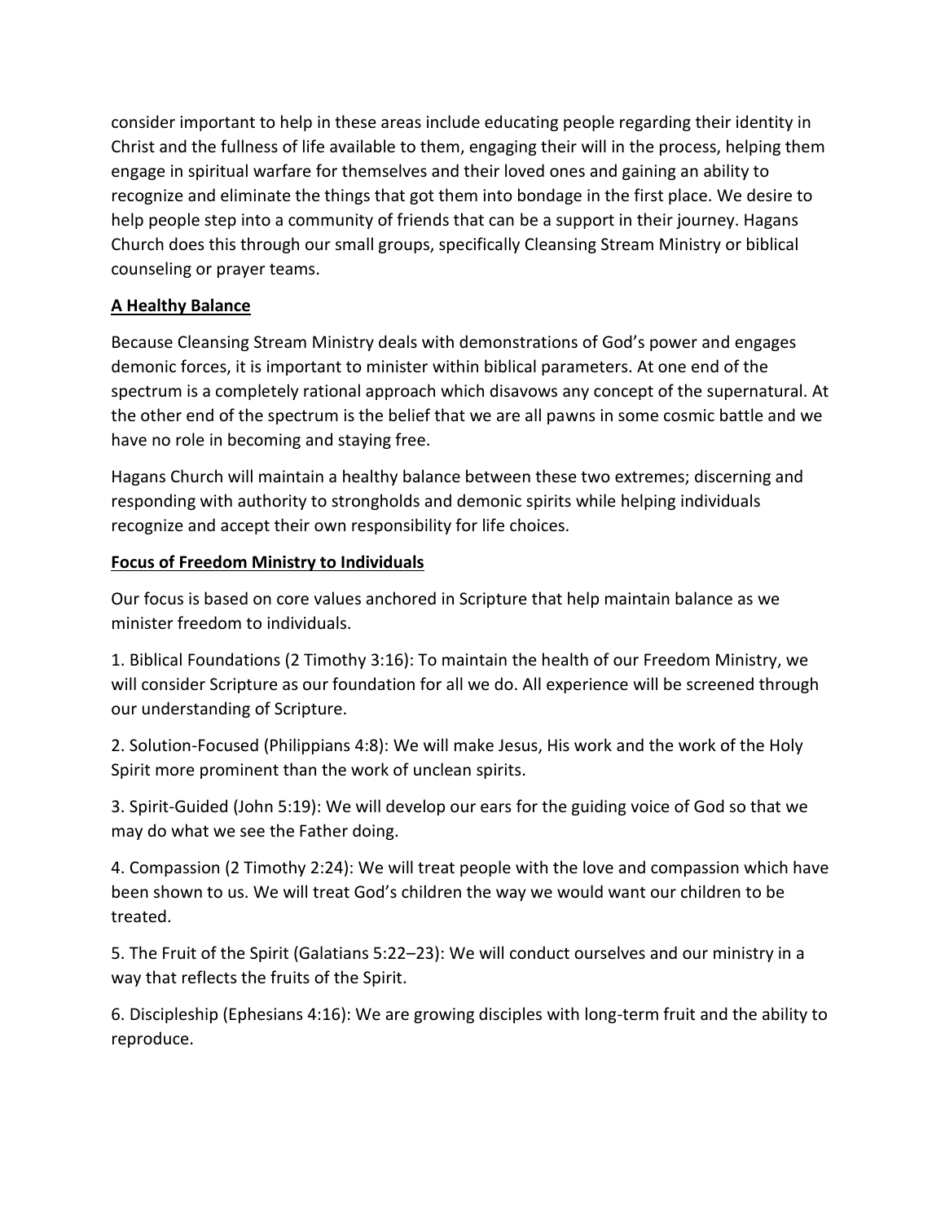consider important to help in these areas include educating people regarding their identity in Christ and the fullness of life available to them, engaging their will in the process, helping them engage in spiritual warfare for themselves and their loved ones and gaining an ability to recognize and eliminate the things that got them into bondage in the first place. We desire to help people step into a community of friends that can be a support in their journey. Hagans Church does this through our small groups, specifically Cleansing Stream Ministry or biblical counseling or prayer teams.

**A Healthy Balance**

Because Cleansing Stream Ministry deals with demonstrations of God's power and engages demonic forces, it is important to minister within biblical parameters. At one end of the spectrum is a completely rational approach which disavows any concept of the supernatural. At the other end of the spectrum is the belief that we are all pawns in some cosmic battle and we have no role in becoming and staying free.

Hagans Church will maintain a healthy balance between these two extremes; discerning and responding with authority to strongholds and demonic spirits while helping individuals recognize and accept their own responsibility for life choices.

**Focus of Freedom Ministry to Individuals**

Our focus is based on core values anchored in Scripture that help maintain balance as we minister freedom to individuals.

1. Biblical Foundations (2 Timothy 3:16): To maintain the health of our Freedom Ministry, we will consider Scripture as our foundation for all we do. All experience will be screened through our understanding of Scripture.

2. Solution-Focused (Philippians 4:8): We will make Jesus, His work and the work of the Holy Spirit more prominent than the work of unclean spirits.

3. Spirit-Guided (John 5:19): We will develop our ears for the guiding voice of God so that we may do what we see the Father doing.

4. Compassion (2 Timothy 2:24): We will treat people with the love and compassion which have been shown to us. We will treat God's children the way we would want our children to be treated.

5. The Fruit of the Spirit (Galatians 5:22–23): We will conduct ourselves and our ministry in a way that reflects the fruits of the Spirit.

6. Discipleship (Ephesians 4:16): We are growing disciples with long-term fruit and the ability to reproduce.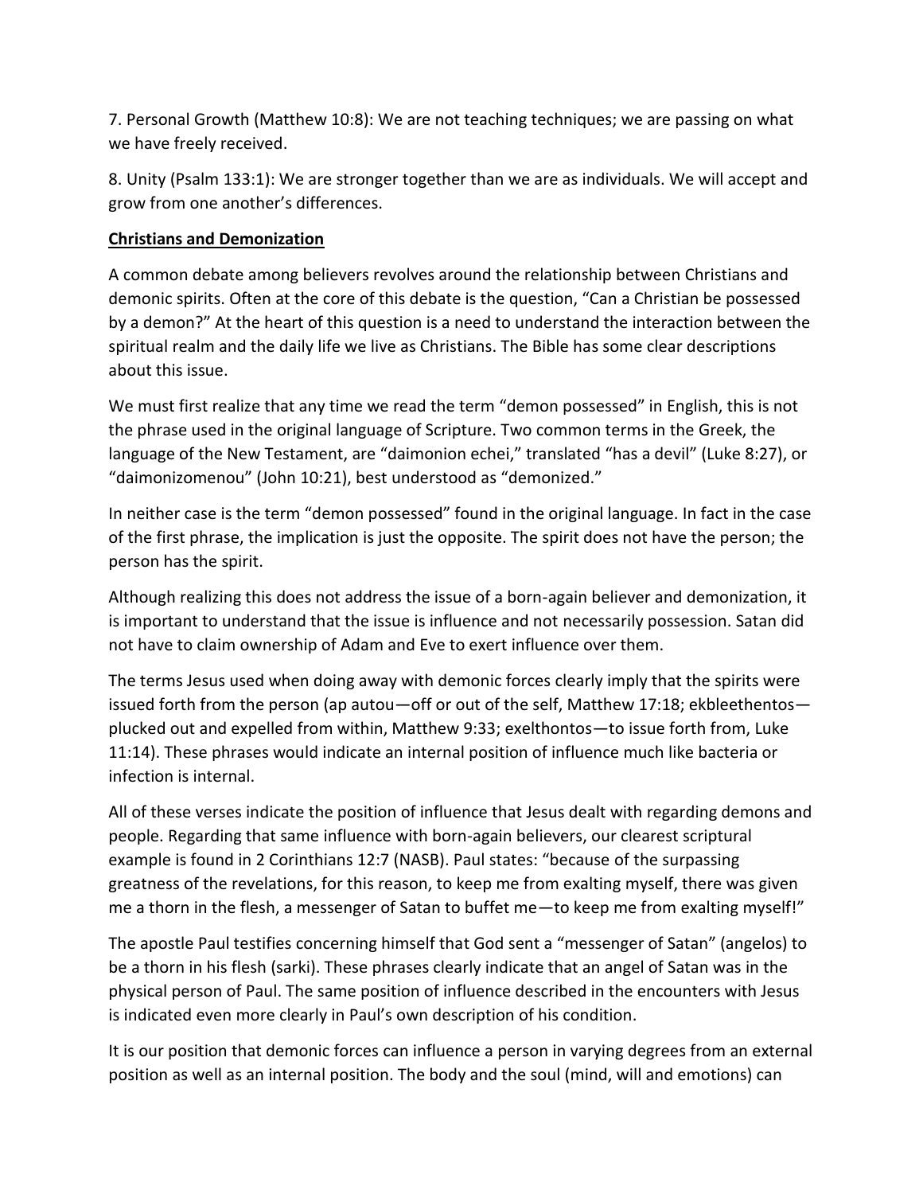7. Personal Growth (Matthew 10:8): We are not teaching techniques; we are passing on what we have freely received.

8. Unity (Psalm 133:1): We are stronger together than we are as individuals. We will accept and grow from one another's differences.

**Christians and Demonization**

A common debate among believers revolves around the relationship between Christians and demonic spirits. Often at the core of this debate is the question, "Can a Christian be possessed by a demon?" At the heart of this question is a need to understand the interaction between the spiritual realm and the daily life we live as Christians. The Bible has some clear descriptions about this issue.

We must first realize that any time we read the term "demon possessed" in English, this is not the phrase used in the original language of Scripture. Two common terms in the Greek, the language of the New Testament, are "daimonion echei," translated "has a devil" (Luke 8:27), or "daimonizomenou" (John 10:21), best understood as "demonized."

In neither case is the term "demon possessed" found in the original language. In fact in the case of the first phrase, the implication is just the opposite. The spirit does not have the person; the person has the spirit.

Although realizing this does not address the issue of a born-again believer and demonization, it is important to understand that the issue is influence and not necessarily possession. Satan did not have to claim ownership of Adam and Eve to exert influence over them.

The terms Jesus used when doing away with demonic forces clearly imply that the spirits were issued forth from the person (ap autou—off or out of the self, Matthew 17:18; ekbleethentos—plucked out and expelled from within, Matthew 9:33; exelthontos—to issue forth from, Luke 11:14). These phrases would indicate an internal position of influence much like bacteria or infection is internal.

All of these verses indicate the position of influence that Jesus dealt with regarding demons and people. Regarding that same influence with born-again believers, our clearest scriptural example is found in 2 Corinthians 12:7 (NASB). Paul states: "because of the surpassing greatness of the revelations, for this reason, to keep me from exalting myself, there was given me a thorn in the flesh, a messenger of Satan to buffet me—to keep me from exalting myself!"

The apostle Paul testifies concerning himself that God sent a "messenger of Satan" (angelos) to be a thorn in his flesh (sarki). These phrases clearly indicate that an angel of Satan was in the physical person of Paul. The same position of influence described in the encounters with Jesus is indicated even more clearly in Paul's own description of his condition.

It is our position that demonic forces can influence a person in varying degrees from an external position as well as an internal position. The body and the soul (mind, will and emotions) can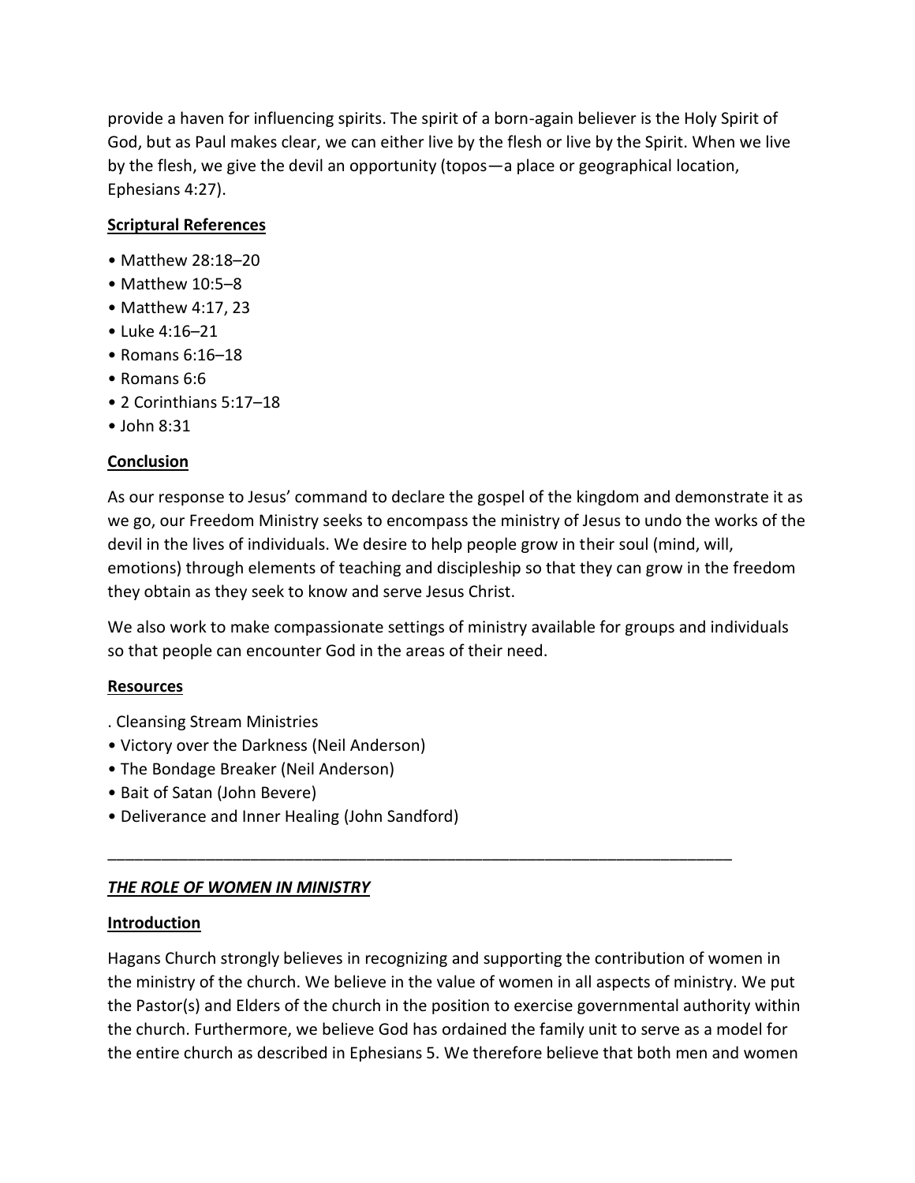provide a haven for influencing spirits. The spirit of a born-again believer is the Holy Spirit of God, but as Paul makes clear, we can either live by the flesh or live by the Spirit. When we live by the flesh, we give the devil an opportunity (topos—a place or geographical location, Ephesians 4:27).

**Scriptural References**

- Matthew 28:18–20
- Matthew 10:5–8
- Matthew 4:17, 23
- Luke 4:16–21
- Romans 6:16–18
- Romans 6:6
- 2 Corinthians 5:17–18
- John 8:31

**Conclusion**

As our response to Jesus' command to declare the gospel of the kingdom and demonstrate it as we go, our Freedom Ministry seeks to encompass the ministry of Jesus to undo the works of the devil in the lives of individuals. We desire to help people grow in their soul (mind, will, emotions) through elements of teaching and discipleship so that they can grow in the freedom they obtain as they seek to know and serve Jesus Christ.

We also work to make compassionate settings of ministry available for groups and individuals so that people can encounter God in the areas of their need.

**Resources**

. Cleansing Stream Ministries
- Victory over the Darkness (Neil Anderson)
- The Bondage Breaker (Neil Anderson)
- Bait of Satan (John Bevere)
- Deliverance and Inner Healing (John Sandford)

---

## ***THE ROLE OF WOMEN IN MINISTRY***

**Introduction**

Hagans Church strongly believes in recognizing and supporting the contribution of women in the ministry of the church. We believe in the value of women in all aspects of ministry. We put the Pastor(s) and Elders of the church in the position to exercise governmental authority within the church. Furthermore, we believe God has ordained the family unit to serve as a model for the entire church as described in Ephesians 5. We therefore believe that both men and women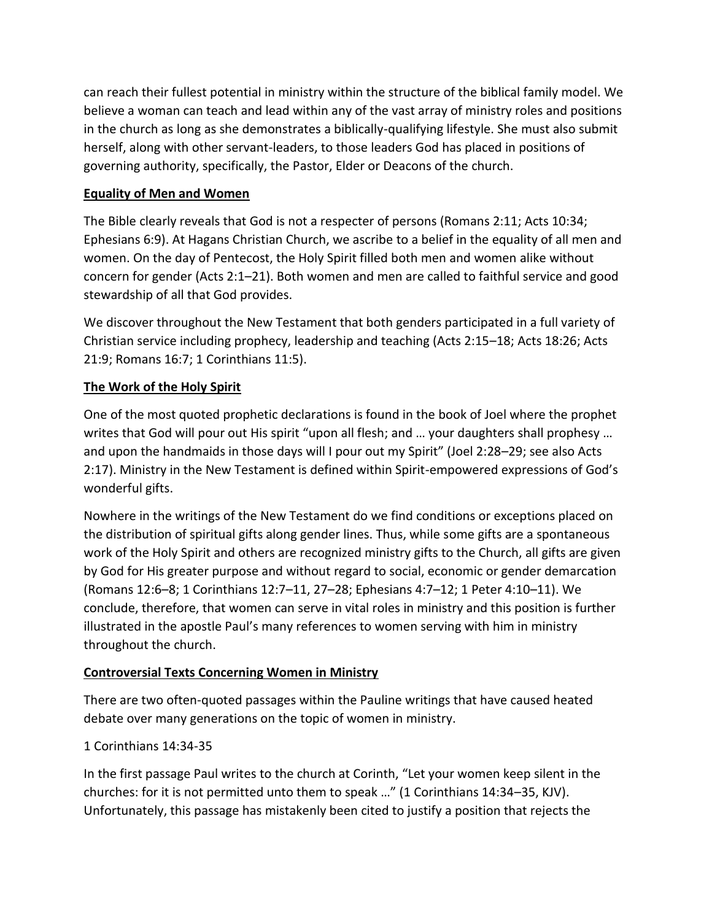can reach their fullest potential in ministry within the structure of the biblical family model. We believe a woman can teach and lead within any of the vast array of ministry roles and positions in the church as long as she demonstrates a biblically-qualifying lifestyle. She must also submit herself, along with other servant-leaders, to those leaders God has placed in positions of governing authority, specifically, the Pastor, Elder or Deacons of the church.

## Equality of Men and Women

The Bible clearly reveals that God is not a respecter of persons (Romans 2:11; Acts 10:34; Ephesians 6:9). At Hagans Christian Church, we ascribe to a belief in the equality of all men and women. On the day of Pentecost, the Holy Spirit filled both men and women alike without concern for gender (Acts 2:1–21). Both women and men are called to faithful service and good stewardship of all that God provides.

We discover throughout the New Testament that both genders participated in a full variety of Christian service including prophecy, leadership and teaching (Acts 2:15–18; Acts 18:26; Acts 21:9; Romans 16:7; 1 Corinthians 11:5).

## The Work of the Holy Spirit

One of the most quoted prophetic declarations is found in the book of Joel where the prophet writes that God will pour out His spirit "upon all flesh; and … your daughters shall prophesy … and upon the handmaids in those days will I pour out my Spirit" (Joel 2:28–29; see also Acts 2:17). Ministry in the New Testament is defined within Spirit-empowered expressions of God's wonderful gifts.

Nowhere in the writings of the New Testament do we find conditions or exceptions placed on the distribution of spiritual gifts along gender lines. Thus, while some gifts are a spontaneous work of the Holy Spirit and others are recognized ministry gifts to the Church, all gifts are given by God for His greater purpose and without regard to social, economic or gender demarcation (Romans 12:6–8; 1 Corinthians 12:7–11, 27–28; Ephesians 4:7–12; 1 Peter 4:10–11). We conclude, therefore, that women can serve in vital roles in ministry and this position is further illustrated in the apostle Paul's many references to women serving with him in ministry throughout the church.

## Controversial Texts Concerning Women in Ministry

There are two often-quoted passages within the Pauline writings that have caused heated debate over many generations on the topic of women in ministry.

1 Corinthians 14:34-35

In the first passage Paul writes to the church at Corinth, "Let your women keep silent in the churches: for it is not permitted unto them to speak …" (1 Corinthians 14:34–35, KJV). Unfortunately, this passage has mistakenly been cited to justify a position that rejects the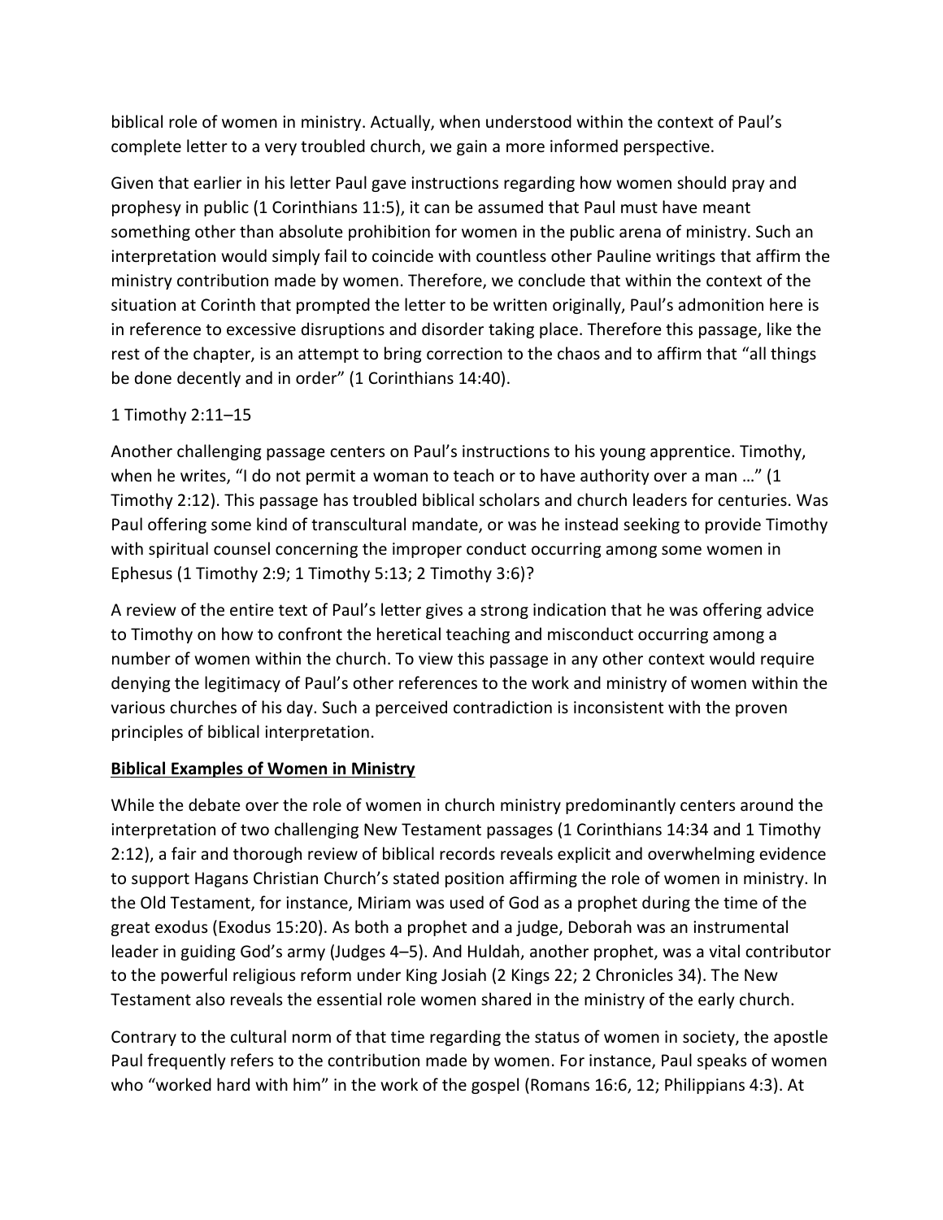biblical role of women in ministry. Actually, when understood within the context of Paul's complete letter to a very troubled church, we gain a more informed perspective.

Given that earlier in his letter Paul gave instructions regarding how women should pray and prophesy in public (1 Corinthians 11:5), it can be assumed that Paul must have meant something other than absolute prohibition for women in the public arena of ministry. Such an interpretation would simply fail to coincide with countless other Pauline writings that affirm the ministry contribution made by women. Therefore, we conclude that within the context of the situation at Corinth that prompted the letter to be written originally, Paul's admonition here is in reference to excessive disruptions and disorder taking place. Therefore this passage, like the rest of the chapter, is an attempt to bring correction to the chaos and to affirm that "all things be done decently and in order" (1 Corinthians 14:40).

1 Timothy 2:11–15

Another challenging passage centers on Paul's instructions to his young apprentice. Timothy, when he writes, "I do not permit a woman to teach or to have authority over a man …" (1 Timothy 2:12). This passage has troubled biblical scholars and church leaders for centuries. Was Paul offering some kind of transcultural mandate, or was he instead seeking to provide Timothy with spiritual counsel concerning the improper conduct occurring among some women in Ephesus (1 Timothy 2:9; 1 Timothy 5:13; 2 Timothy 3:6)?

A review of the entire text of Paul's letter gives a strong indication that he was offering advice to Timothy on how to confront the heretical teaching and misconduct occurring among a number of women within the church. To view this passage in any other context would require denying the legitimacy of Paul's other references to the work and ministry of women within the various churches of his day. Such a perceived contradiction is inconsistent with the proven principles of biblical interpretation.

**Biblical Examples of Women in Ministry**

While the debate over the role of women in church ministry predominantly centers around the interpretation of two challenging New Testament passages (1 Corinthians 14:34 and 1 Timothy 2:12), a fair and thorough review of biblical records reveals explicit and overwhelming evidence to support Hagans Christian Church's stated position affirming the role of women in ministry. In the Old Testament, for instance, Miriam was used of God as a prophet during the time of the great exodus (Exodus 15:20). As both a prophet and a judge, Deborah was an instrumental leader in guiding God's army (Judges 4–5). And Huldah, another prophet, was a vital contributor to the powerful religious reform under King Josiah (2 Kings 22; 2 Chronicles 34). The New Testament also reveals the essential role women shared in the ministry of the early church.

Contrary to the cultural norm of that time regarding the status of women in society, the apostle Paul frequently refers to the contribution made by women. For instance, Paul speaks of women who "worked hard with him" in the work of the gospel (Romans 16:6, 12; Philippians 4:3). At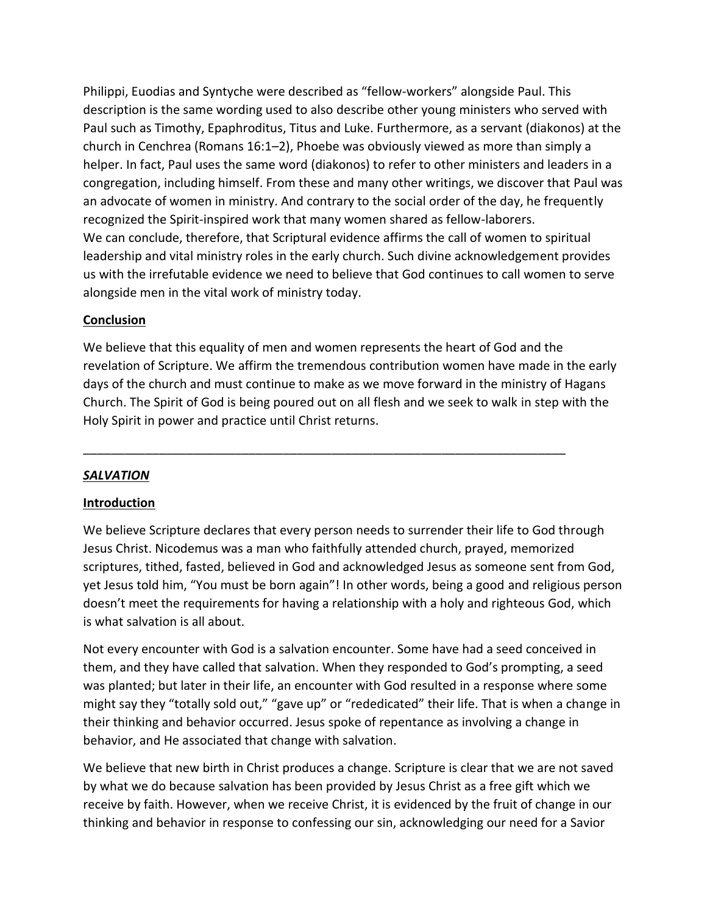Philippi, Euodias and Syntyche were described as "fellow-workers" alongside Paul. This description is the same wording used to also describe other young ministers who served with Paul such as Timothy, Epaphroditus, Titus and Luke. Furthermore, as a servant (diakonos) at the church in Cenchrea (Romans 16:1–2), Phoebe was obviously viewed as more than simply a helper. In fact, Paul uses the same word (diakonos) to refer to other ministers and leaders in a congregation, including himself. From these and many other writings, we discover that Paul was an advocate of women in ministry. And contrary to the social order of the day, he frequently recognized the Spirit-inspired work that many women shared as fellow-laborers.
We can conclude, therefore, that Scriptural evidence affirms the call of women to spiritual leadership and vital ministry roles in the early church. Such divine acknowledgement provides us with the irrefutable evidence we need to believe that God continues to call women to serve alongside men in the vital work of ministry today.

**Conclusion**

We believe that this equality of men and women represents the heart of God and the revelation of Scripture. We affirm the tremendous contribution women have made in the early days of the church and must continue to make as we move forward in the ministry of Hagans Church. The Spirit of God is being poured out on all flesh and we seek to walk in step with the Holy Spirit in power and practice until Christ returns.

---

***SALVATION***

**Introduction**

We believe Scripture declares that every person needs to surrender their life to God through Jesus Christ. Nicodemus was a man who faithfully attended church, prayed, memorized scriptures, tithed, fasted, believed in God and acknowledged Jesus as someone sent from God, yet Jesus told him, "You must be born again"! In other words, being a good and religious person doesn't meet the requirements for having a relationship with a holy and righteous God, which is what salvation is all about.

Not every encounter with God is a salvation encounter. Some have had a seed conceived in them, and they have called that salvation. When they responded to God's prompting, a seed was planted; but later in their life, an encounter with God resulted in a response where some might say they "totally sold out," "gave up" or "rededicated" their life. That is when a change in their thinking and behavior occurred. Jesus spoke of repentance as involving a change in behavior, and He associated that change with salvation.

We believe that new birth in Christ produces a change. Scripture is clear that we are not saved by what we do because salvation has been provided by Jesus Christ as a free gift which we receive by faith. However, when we receive Christ, it is evidenced by the fruit of change in our thinking and behavior in response to confessing our sin, acknowledging our need for a Savior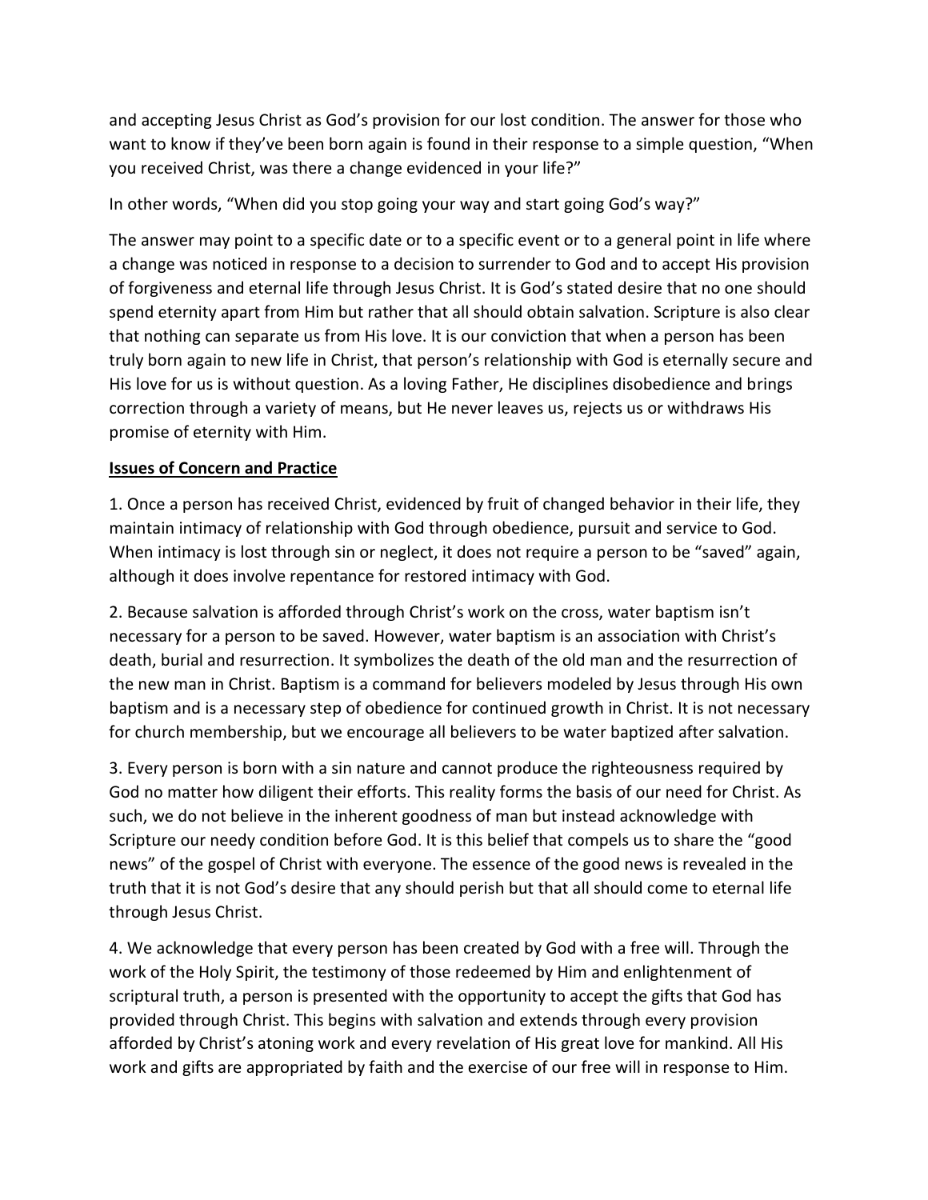and accepting Jesus Christ as God's provision for our lost condition. The answer for those who want to know if they've been born again is found in their response to a simple question, "When you received Christ, was there a change evidenced in your life?"

In other words, "When did you stop going your way and start going God's way?"

The answer may point to a specific date or to a specific event or to a general point in life where a change was noticed in response to a decision to surrender to God and to accept His provision of forgiveness and eternal life through Jesus Christ. It is God's stated desire that no one should spend eternity apart from Him but rather that all should obtain salvation. Scripture is also clear that nothing can separate us from His love. It is our conviction that when a person has been truly born again to new life in Christ, that person's relationship with God is eternally secure and His love for us is without question. As a loving Father, He disciplines disobedience and brings correction through a variety of means, but He never leaves us, rejects us or withdraws His promise of eternity with Him.

**Issues of Concern and Practice**

1. Once a person has received Christ, evidenced by fruit of changed behavior in their life, they maintain intimacy of relationship with God through obedience, pursuit and service to God. When intimacy is lost through sin or neglect, it does not require a person to be "saved" again, although it does involve repentance for restored intimacy with God.

2. Because salvation is afforded through Christ's work on the cross, water baptism isn't necessary for a person to be saved. However, water baptism is an association with Christ's death, burial and resurrection. It symbolizes the death of the old man and the resurrection of the new man in Christ. Baptism is a command for believers modeled by Jesus through His own baptism and is a necessary step of obedience for continued growth in Christ. It is not necessary for church membership, but we encourage all believers to be water baptized after salvation.

3. Every person is born with a sin nature and cannot produce the righteousness required by God no matter how diligent their efforts. This reality forms the basis of our need for Christ. As such, we do not believe in the inherent goodness of man but instead acknowledge with Scripture our needy condition before God. It is this belief that compels us to share the "good news" of the gospel of Christ with everyone. The essence of the good news is revealed in the truth that it is not God's desire that any should perish but that all should come to eternal life through Jesus Christ.

4. We acknowledge that every person has been created by God with a free will. Through the work of the Holy Spirit, the testimony of those redeemed by Him and enlightenment of scriptural truth, a person is presented with the opportunity to accept the gifts that God has provided through Christ. This begins with salvation and extends through every provision afforded by Christ's atoning work and every revelation of His great love for mankind. All His work and gifts are appropriated by faith and the exercise of our free will in response to Him.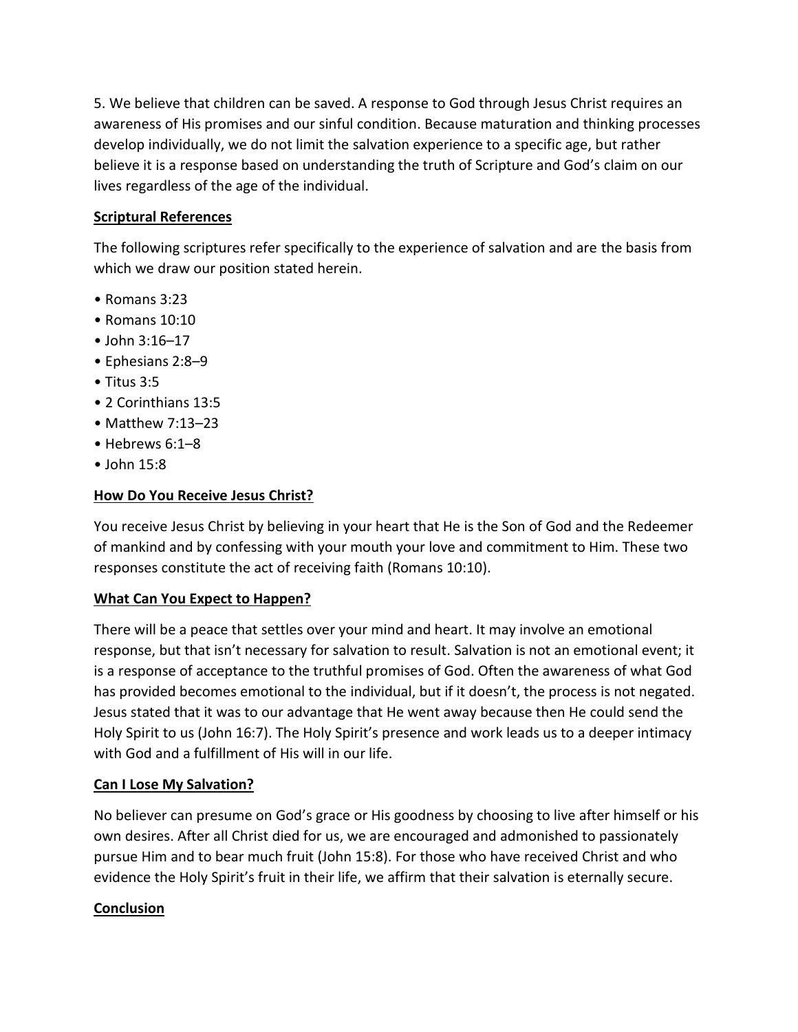5. We believe that children can be saved. A response to God through Jesus Christ requires an awareness of His promises and our sinful condition. Because maturation and thinking processes develop individually, we do not limit the salvation experience to a specific age, but rather believe it is a response based on understanding the truth of Scripture and God's claim on our lives regardless of the age of the individual.

## Scriptural References

The following scriptures refer specifically to the experience of salvation and are the basis from which we draw our position stated herein.

- Romans 3:23
- Romans 10:10
- John 3:16–17
- Ephesians 2:8–9
- Titus 3:5
- 2 Corinthians 13:5
- Matthew 7:13–23
- Hebrews 6:1–8
- John 15:8

## How Do You Receive Jesus Christ?

You receive Jesus Christ by believing in your heart that He is the Son of God and the Redeemer of mankind and by confessing with your mouth your love and commitment to Him. These two responses constitute the act of receiving faith (Romans 10:10).

## What Can You Expect to Happen?

There will be a peace that settles over your mind and heart. It may involve an emotional response, but that isn't necessary for salvation to result. Salvation is not an emotional event; it is a response of acceptance to the truthful promises of God. Often the awareness of what God has provided becomes emotional to the individual, but if it doesn't, the process is not negated. Jesus stated that it was to our advantage that He went away because then He could send the Holy Spirit to us (John 16:7). The Holy Spirit's presence and work leads us to a deeper intimacy with God and a fulfillment of His will in our life.

## Can I Lose My Salvation?

No believer can presume on God's grace or His goodness by choosing to live after himself or his own desires. After all Christ died for us, we are encouraged and admonished to passionately pursue Him and to bear much fruit (John 15:8). For those who have received Christ and who evidence the Holy Spirit's fruit in their life, we affirm that their salvation is eternally secure.

## Conclusion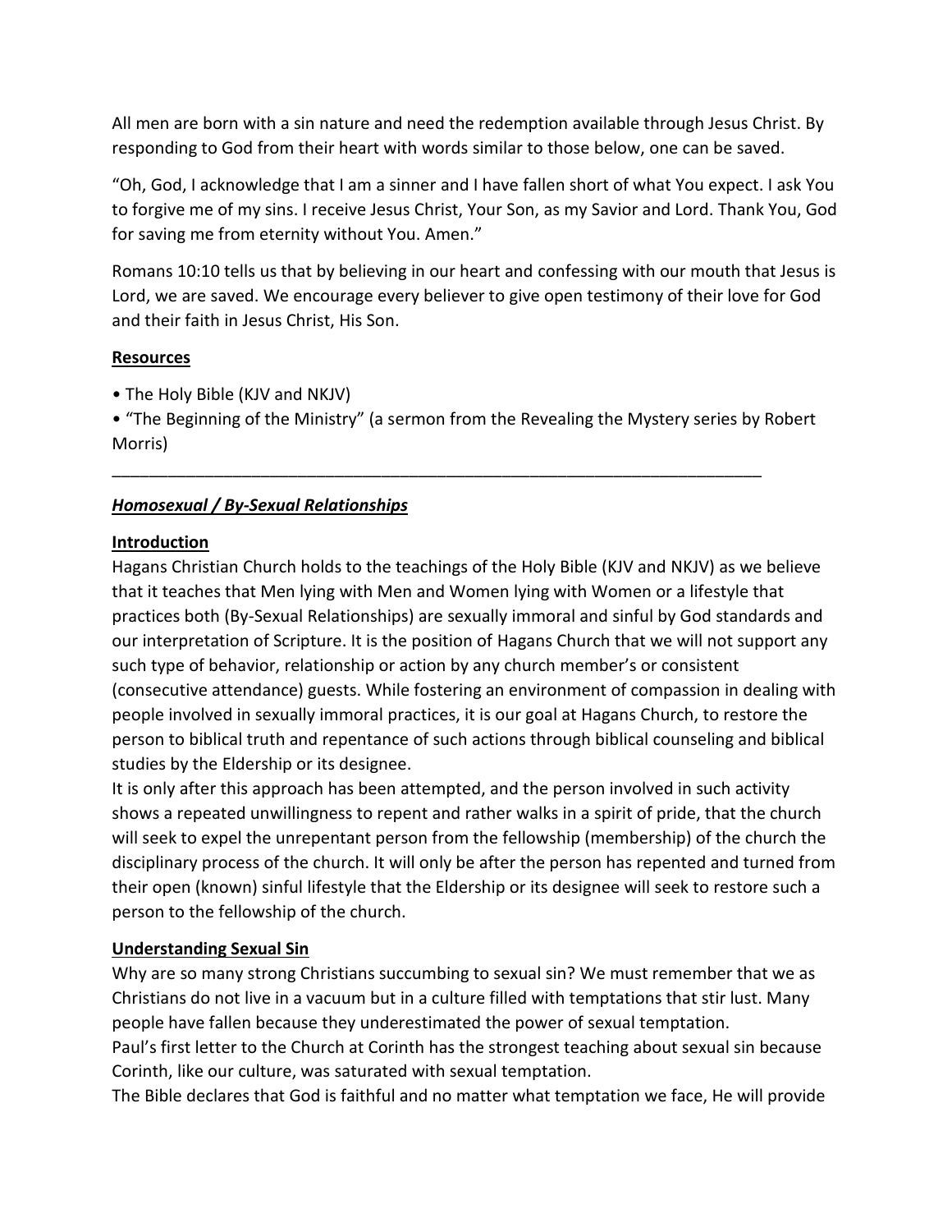All men are born with a sin nature and need the redemption available through Jesus Christ. By responding to God from their heart with words similar to those below, one can be saved.

"Oh, God, I acknowledge that I am a sinner and I have fallen short of what You expect. I ask You to forgive me of my sins. I receive Jesus Christ, Your Son, as my Savior and Lord. Thank You, God for saving me from eternity without You. Amen."

Romans 10:10 tells us that by believing in our heart and confessing with our mouth that Jesus is Lord, we are saved. We encourage every believer to give open testimony of their love for God and their faith in Jesus Christ, His Son.

**Resources**

- The Holy Bible (KJV and NKJV)
- "The Beginning of the Ministry" (a sermon from the Revealing the Mystery series by Robert Morris)

---

***Homosexual / By-Sexual Relationships***

**Introduction**

Hagans Christian Church holds to the teachings of the Holy Bible (KJV and NKJV) as we believe that it teaches that Men lying with Men and Women lying with Women or a lifestyle that practices both (By-Sexual Relationships) are sexually immoral and sinful by God standards and our interpretation of Scripture. It is the position of Hagans Church that we will not support any such type of behavior, relationship or action by any church member's or consistent (consecutive attendance) guests. While fostering an environment of compassion in dealing with people involved in sexually immoral practices, it is our goal at Hagans Church, to restore the person to biblical truth and repentance of such actions through biblical counseling and biblical studies by the Eldership or its designee.

It is only after this approach has been attempted, and the person involved in such activity shows a repeated unwillingness to repent and rather walks in a spirit of pride, that the church will seek to expel the unrepentant person from the fellowship (membership) of the church the disciplinary process of the church. It will only be after the person has repented and turned from their open (known) sinful lifestyle that the Eldership or its designee will seek to restore such a person to the fellowship of the church.

**Understanding Sexual Sin**

Why are so many strong Christians succumbing to sexual sin? We must remember that we as Christians do not live in a vacuum but in a culture filled with temptations that stir lust. Many people have fallen because they underestimated the power of sexual temptation.

Paul's first letter to the Church at Corinth has the strongest teaching about sexual sin because Corinth, like our culture, was saturated with sexual temptation.

The Bible declares that God is faithful and no matter what temptation we face, He will provide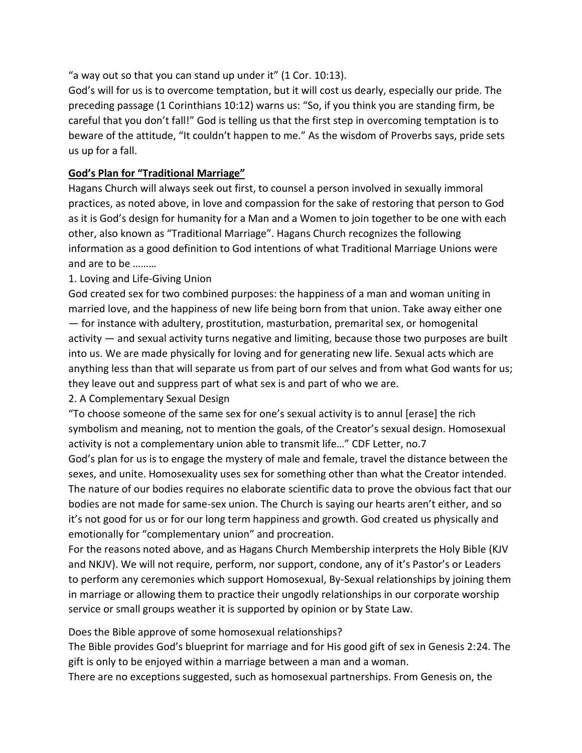"a way out so that you can stand up under it" (1 Cor. 10:13).
God's will for us is to overcome temptation, but it will cost us dearly, especially our pride. The preceding passage (1 Corinthians 10:12) warns us: "So, if you think you are standing firm, be careful that you don't fall!" God is telling us that the first step in overcoming temptation is to beware of the attitude, "It couldn't happen to me." As the wisdom of Proverbs says, pride sets us up for a fall.

**<u>God's Plan for "Traditional Marriage"</u>**

Hagans Church will always seek out first, to counsel a person involved in sexually immoral practices, as noted above, in love and compassion for the sake of restoring that person to God as it is God's design for humanity for a Man and a Women to join together to be one with each other, also known as "Traditional Marriage". Hagans Church recognizes the following information as a good definition to God intentions of what Traditional Marriage Unions were and are to be ………

1. Loving and Life-Giving Union

God created sex for two combined purposes: the happiness of a man and woman uniting in married love, and the happiness of new life being born from that union. Take away either one — for instance with adultery, prostitution, masturbation, premarital sex, or homogenital activity — and sexual activity turns negative and limiting, because those two purposes are built into us. We are made physically for loving and for generating new life. Sexual acts which are anything less than that will separate us from part of our selves and from what God wants for us; they leave out and suppress part of what sex is and part of who we are.

2. A Complementary Sexual Design

"To choose someone of the same sex for one's sexual activity is to annul [erase] the rich symbolism and meaning, not to mention the goals, of the Creator's sexual design. Homosexual activity is not a complementary union able to transmit life…" CDF Letter, no.7

God's plan for us is to engage the mystery of male and female, travel the distance between the sexes, and unite. Homosexuality uses sex for something other than what the Creator intended. The nature of our bodies requires no elaborate scientific data to prove the obvious fact that our bodies are not made for same-sex union. The Church is saying our hearts aren't either, and so it's not good for us or for our long term happiness and growth. God created us physically and emotionally for "complementary union" and procreation.

For the reasons noted above, and as Hagans Church Membership interprets the Holy Bible (KJV and NKJV). We will not require, perform, nor support, condone, any of it's Pastor's or Leaders to perform any ceremonies which support Homosexual, By-Sexual relationships by joining them in marriage or allowing them to practice their ungodly relationships in our corporate worship service or small groups weather it is supported by opinion or by State Law.

Does the Bible approve of some homosexual relationships?

The Bible provides God's blueprint for marriage and for His good gift of sex in Genesis 2:24. The gift is only to be enjoyed within a marriage between a man and a woman.

There are no exceptions suggested, such as homosexual partnerships. From Genesis on, the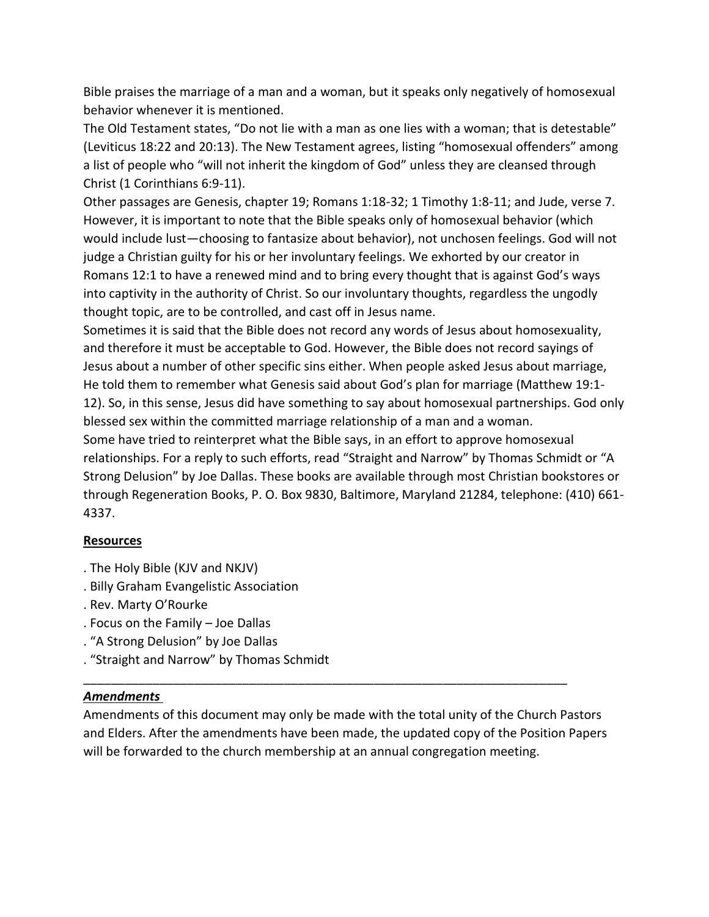Bible praises the marriage of a man and a woman, but it speaks only negatively of homosexual behavior whenever it is mentioned.

The Old Testament states, "Do not lie with a man as one lies with a woman; that is detestable" (Leviticus 18:22 and 20:13). The New Testament agrees, listing "homosexual offenders" among a list of people who "will not inherit the kingdom of God" unless they are cleansed through Christ (1 Corinthians 6:9-11).

Other passages are Genesis, chapter 19; Romans 1:18-32; 1 Timothy 1:8-11; and Jude, verse 7. However, it is important to note that the Bible speaks only of homosexual behavior (which would include lust—choosing to fantasize about behavior), not unchosen feelings. God will not judge a Christian guilty for his or her involuntary feelings. We exhorted by our creator in Romans 12:1 to have a renewed mind and to bring every thought that is against God's ways into captivity in the authority of Christ. So our involuntary thoughts, regardless the ungodly thought topic, are to be controlled, and cast off in Jesus name.

Sometimes it is said that the Bible does not record any words of Jesus about homosexuality, and therefore it must be acceptable to God. However, the Bible does not record sayings of Jesus about a number of other specific sins either. When people asked Jesus about marriage, He told them to remember what Genesis said about God's plan for marriage (Matthew 19:1-12). So, in this sense, Jesus did have something to say about homosexual partnerships. God only blessed sex within the committed marriage relationship of a man and a woman.

Some have tried to reinterpret what the Bible says, in an effort to approve homosexual relationships. For a reply to such efforts, read "Straight and Narrow" by Thomas Schmidt or "A Strong Delusion" by Joe Dallas. These books are available through most Christian bookstores or through Regeneration Books, P. O. Box 9830, Baltimore, Maryland 21284, telephone: (410) 661-4337.

**Resources**

. The Holy Bible (KJV and NKJV)
. Billy Graham Evangelistic Association
. Rev. Marty O'Rourke
. Focus on the Family – Joe Dallas
. "A Strong Delusion" by Joe Dallas
. "Straight and Narrow" by Thomas Schmidt

---

***Amendments***

Amendments of this document may only be made with the total unity of the Church Pastors and Elders. After the amendments have been made, the updated copy of the Position Papers will be forwarded to the church membership at an annual congregation meeting.